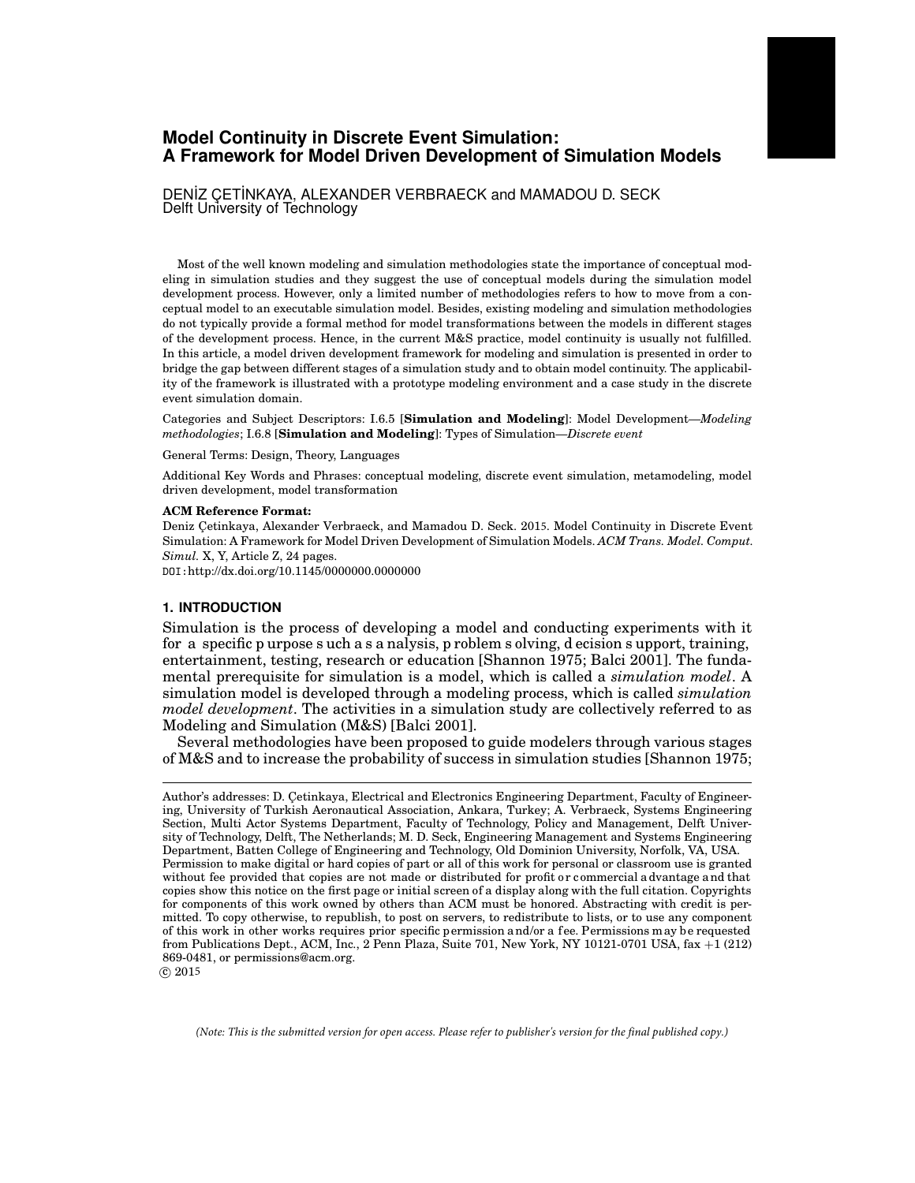# Model Continuity in Discrete Event Simulation: A Framework for Model Driven Development of Simulation Models

DENİZ ÇETİNKAYA, ALEXANDER VERBRAECK and MAMADOU D. SECK
Delft University of Technology

Most of the well known modeling and simulation methodologies state the importance of conceptual modeling in simulation studies and they suggest the use of conceptual models during the simulation model development process. However, only a limited number of methodologies refers to how to move from a conceptual model to an executable simulation model. Besides, existing modeling and simulation methodologies do not typically provide a formal method for model transformations between the models in different stages of the development process. Hence, in the current M&S practice, model continuity is usually not fulfilled. In this article, a model driven development framework for modeling and simulation is presented in order to bridge the gap between different stages of a simulation study and to obtain model continuity. The applicability of the framework is illustrated with a prototype modeling environment and a case study in the discrete event simulation domain.

Categories and Subject Descriptors: I.6.5 [**Simulation and Modeling**]: Model Development—*Modeling methodologies*; I.6.8 [**Simulation and Modeling**]: Types of Simulation—*Discrete event*

General Terms: Design, Theory, Languages

Additional Key Words and Phrases: conceptual modeling, discrete event simulation, metamodeling, model driven development, model transformation

**ACM Reference Format:**
Deniz Çetinkaya, Alexander Verbraeck, and Mamadou D. Seck. 2015. Model Continuity in Discrete Event Simulation: A Framework for Model Driven Development of Simulation Models. *ACM Trans. Model. Comput. Simul.* X, Y, Article Z, 24 pages.
DOI:http://dx.doi.org/10.1145/0000000.0000000

## 1. INTRODUCTION

Simulation is the process of developing a model and conducting experiments with it for a specific purpose such as analysis, problem solving, decision support, training, entertainment, testing, research or education [Shannon 1975; Balci 2001]. The fundamental prerequisite for simulation is a model, which is called a *simulation model*. A simulation model is developed through a modeling process, which is called *simulation model development*. The activities in a simulation study are collectively referred to as Modeling and Simulation (M&S) [Balci 2001].

Several methodologies have been proposed to guide modelers through various stages of M&S and to increase the probability of success in simulation studies [Shannon 1975;

---

Author's addresses: D. Çetinkaya, Electrical and Electronics Engineering Department, Faculty of Engineering, University of Turkish Aeronautical Association, Ankara, Turkey; A. Verbraeck, Systems Engineering Section, Multi Actor Systems Department, Faculty of Technology, Policy and Management, Delft University of Technology, Delft, The Netherlands; M. D. Seck, Engineering Management and Systems Engineering Department, Batten College of Engineering and Technology, Old Dominion University, Norfolk, VA, USA.
Permission to make digital or hard copies of part or all of this work for personal or classroom use is granted without fee provided that copies are not made or distributed for profit or commercial advantage and that copies show this notice on the first page or initial screen of a display along with the full citation. Copyrights for components of this work owned by others than ACM must be honored. Abstracting with credit is permitted. To copy otherwise, to republish, to post on servers, to redistribute to lists, or to use any component of this work in other works requires prior specific permission and/or a fee. Permissions may be requested from Publications Dept., ACM, Inc., 2 Penn Plaza, Suite 701, New York, NY 10121-0701 USA, fax +1 (212) 869-0481, or permissions@acm.org.
© 2015

*(Note: This is the submitted version for open access. Please refer to publisher's version for the final published copy.)*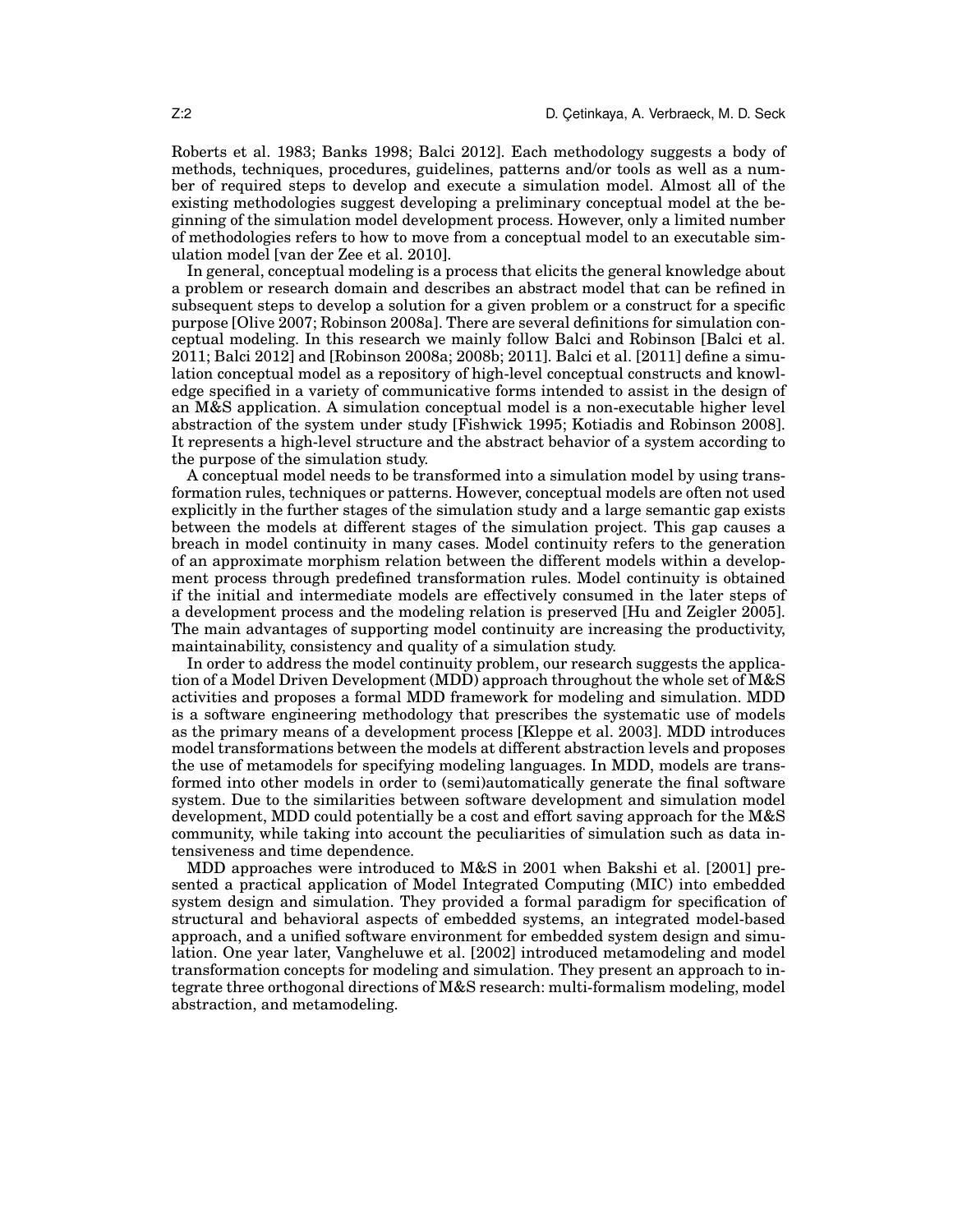Roberts et al. 1983; Banks 1998; Balci 2012]. Each methodology suggests a body of methods, techniques, procedures, guidelines, patterns and/or tools as well as a number of required steps to develop and execute a simulation model. Almost all of the existing methodologies suggest developing a preliminary conceptual model at the beginning of the simulation model development process. However, only a limited number of methodologies refers to how to move from a conceptual model to an executable simulation model [van der Zee et al. 2010].

In general, conceptual modeling is a process that elicits the general knowledge about a problem or research domain and describes an abstract model that can be refined in subsequent steps to develop a solution for a given problem or a construct for a specific purpose [Olive 2007; Robinson 2008a]. There are several definitions for simulation conceptual modeling. In this research we mainly follow Balci and Robinson [Balci et al. 2011; Balci 2012] and [Robinson 2008a; 2008b; 2011]. Balci et al. [2011] define a simulation conceptual model as a repository of high-level conceptual constructs and knowledge specified in a variety of communicative forms intended to assist in the design of an M&S application. A simulation conceptual model is a non-executable higher level abstraction of the system under study [Fishwick 1995; Kotiadis and Robinson 2008]. It represents a high-level structure and the abstract behavior of a system according to the purpose of the simulation study.

A conceptual model needs to be transformed into a simulation model by using transformation rules, techniques or patterns. However, conceptual models are often not used explicitly in the further stages of the simulation study and a large semantic gap exists between the models at different stages of the simulation project. This gap causes a breach in model continuity in many cases. Model continuity refers to the generation of an approximate morphism relation between the different models within a development process through predefined transformation rules. Model continuity is obtained if the initial and intermediate models are effectively consumed in the later steps of a development process and the modeling relation is preserved [Hu and Zeigler 2005]. The main advantages of supporting model continuity are increasing the productivity, maintainability, consistency and quality of a simulation study.

In order to address the model continuity problem, our research suggests the application of a Model Driven Development (MDD) approach throughout the whole set of M&S activities and proposes a formal MDD framework for modeling and simulation. MDD is a software engineering methodology that prescribes the systematic use of models as the primary means of a development process [Kleppe et al. 2003]. MDD introduces model transformations between the models at different abstraction levels and proposes the use of metamodels for specifying modeling languages. In MDD, models are transformed into other models in order to (semi)automatically generate the final software system. Due to the similarities between software development and simulation model development, MDD could potentially be a cost and effort saving approach for the M&S community, while taking into account the peculiarities of simulation such as data intensiveness and time dependence.

MDD approaches were introduced to M&S in 2001 when Bakshi et al. [2001] presented a practical application of Model Integrated Computing (MIC) into embedded system design and simulation. They provided a formal paradigm for specification of structural and behavioral aspects of embedded systems, an integrated model-based approach, and a unified software environment for embedded system design and simulation. One year later, Vangheluwe et al. [2002] introduced metamodeling and model transformation concepts for modeling and simulation. They present an approach to integrate three orthogonal directions of M&S research: multi-formalism modeling, model abstraction, and metamodeling.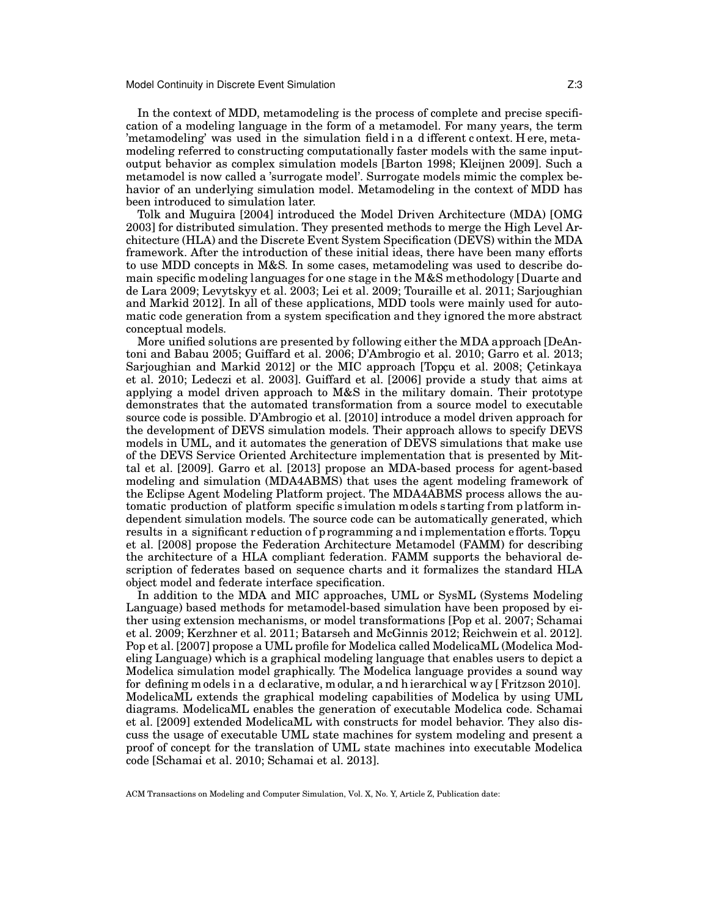In the context of MDD, metamodeling is the process of complete and precise specification of a modeling language in the form of a metamodel. For many years, the term 'metamodeling' was used in the simulation field in a different context. Here, metamodeling referred to constructing computationally faster models with the same input-output behavior as complex simulation models [Barton 1998; Kleijnen 2009]. Such a metamodel is now called a 'surrogate model'. Surrogate models mimic the complex behavior of an underlying simulation model. Metamodeling in the context of MDD has been introduced to simulation later.

Tolk and Muguira [2004] introduced the Model Driven Architecture (MDA) [OMG 2003] for distributed simulation. They presented methods to merge the High Level Architecture (HLA) and the Discrete Event System Specification (DEVS) within the MDA framework. After the introduction of these initial ideas, there have been many efforts to use MDD concepts in M&S. In some cases, metamodeling was used to describe domain specific modeling languages for one stage in the M&S methodology [Duarte and de Lara 2009; Levytskyy et al. 2003; Lei et al. 2009; Touraille et al. 2011; Sarjoughian and Markid 2012]. In all of these applications, MDD tools were mainly used for automatic code generation from a system specification and they ignored the more abstract conceptual models.

More unified solutions are presented by following either the MDA approach [DeAntoni and Babau 2005; Guiffard et al. 2006; D'Ambrogio et al. 2010; Garro et al. 2013; Sarjoughian and Markid 2012] or the MIC approach [Topçu et al. 2008; Çetinkaya et al. 2010; Ledeczi et al. 2003]. Guiffard et al. [2006] provide a study that aims at applying a model driven approach to M&S in the military domain. Their prototype demonstrates that the automated transformation from a source model to executable source code is possible. D'Ambrogio et al. [2010] introduce a model driven approach for the development of DEVS simulation models. Their approach allows to specify DEVS models in UML, and it automates the generation of DEVS simulations that make use of the DEVS Service Oriented Architecture implementation that is presented by Mittal et al. [2009]. Garro et al. [2013] propose an MDA-based process for agent-based modeling and simulation (MDA4ABMS) that uses the agent modeling framework of the Eclipse Agent Modeling Platform project. The MDA4ABMS process allows the automatic production of platform specific simulation models starting from platform independent simulation models. The source code can be automatically generated, which results in a significant reduction of programming and implementation efforts. Topçu et al. [2008] propose the Federation Architecture Metamodel (FAMM) for describing the architecture of a HLA compliant federation. FAMM supports the behavioral description of federates based on sequence charts and it formalizes the standard HLA object model and federate interface specification.

In addition to the MDA and MIC approaches, UML or SysML (Systems Modeling Language) based methods for metamodel-based simulation have been proposed by either using extension mechanisms, or model transformations [Pop et al. 2007; Schamai et al. 2009; Kerzhner et al. 2011; Batarseh and McGinnis 2012; Reichwein et al. 2012]. Pop et al. [2007] propose a UML profile for Modelica called ModelicaML (Modelica Modeling Language) which is a graphical modeling language that enables users to depict a Modelica simulation model graphically. The Modelica language provides a sound way for defining models in a declarative, modular, and hierarchical way [Fritzson 2010]. ModelicaML extends the graphical modeling capabilities of Modelica by using UML diagrams. ModelicaML enables the generation of executable Modelica code. Schamai et al. [2009] extended ModelicaML with constructs for model behavior. They also discuss the usage of executable UML state machines for system modeling and present a proof of concept for the translation of UML state machines into executable Modelica code [Schamai et al. 2010; Schamai et al. 2013].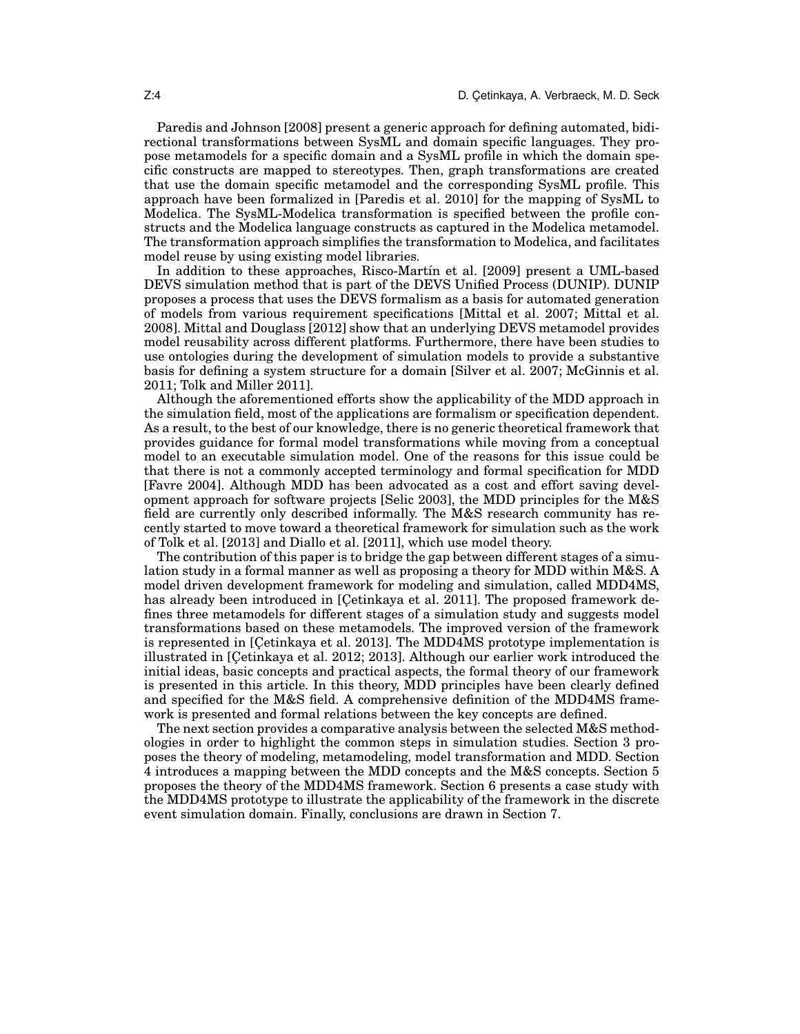Paredis and Johnson [2008] present a generic approach for defining automated, bidirectional transformations between SysML and domain specific languages. They propose metamodels for a specific domain and a SysML profile in which the domain specific constructs are mapped to stereotypes. Then, graph transformations are created that use the domain specific metamodel and the corresponding SysML profile. This approach have been formalized in [Paredis et al. 2010] for the mapping of SysML to Modelica. The SysML-Modelica transformation is specified between the profile constructs and the Modelica language constructs as captured in the Modelica metamodel. The transformation approach simplifies the transformation to Modelica, and facilitates model reuse by using existing model libraries.

In addition to these approaches, Risco-Martín et al. [2009] present a UML-based DEVS simulation method that is part of the DEVS Unified Process (DUNIP). DUNIP proposes a process that uses the DEVS formalism as a basis for automated generation of models from various requirement specifications [Mittal et al. 2007; Mittal et al. 2008]. Mittal and Douglass [2012] show that an underlying DEVS metamodel provides model reusability across different platforms. Furthermore, there have been studies to use ontologies during the development of simulation models to provide a substantive basis for defining a system structure for a domain [Silver et al. 2007; McGinnis et al. 2011; Tolk and Miller 2011].

Although the aforementioned efforts show the applicability of the MDD approach in the simulation field, most of the applications are formalism or specification dependent. As a result, to the best of our knowledge, there is no generic theoretical framework that provides guidance for formal model transformations while moving from a conceptual model to an executable simulation model. One of the reasons for this issue could be that there is not a commonly accepted terminology and formal specification for MDD [Favre 2004]. Although MDD has been advocated as a cost and effort saving development approach for software projects [Selic 2003], the MDD principles for the M&S field are currently only described informally. The M&S research community has recently started to move toward a theoretical framework for simulation such as the work of Tolk et al. [2013] and Diallo et al. [2011], which use model theory.

The contribution of this paper is to bridge the gap between different stages of a simulation study in a formal manner as well as proposing a theory for MDD within M&S. A model driven development framework for modeling and simulation, called MDD4MS, has already been introduced in [Çetinkaya et al. 2011]. The proposed framework defines three metamodels for different stages of a simulation study and suggests model transformations based on these metamodels. The improved version of the framework is represented in [Çetinkaya et al. 2013]. The MDD4MS prototype implementation is illustrated in [Çetinkaya et al. 2012; 2013]. Although our earlier work introduced the initial ideas, basic concepts and practical aspects, the formal theory of our framework is presented in this article. In this theory, MDD principles have been clearly defined and specified for the M&S field. A comprehensive definition of the MDD4MS framework is presented and formal relations between the key concepts are defined.

The next section provides a comparative analysis between the selected M&S methodologies in order to highlight the common steps in simulation studies. Section 3 proposes the theory of modeling, metamodeling, model transformation and MDD. Section 4 introduces a mapping between the MDD concepts and the M&S concepts. Section 5 proposes the theory of the MDD4MS framework. Section 6 presents a case study with the MDD4MS prototype to illustrate the applicability of the framework in the discrete event simulation domain. Finally, conclusions are drawn in Section 7.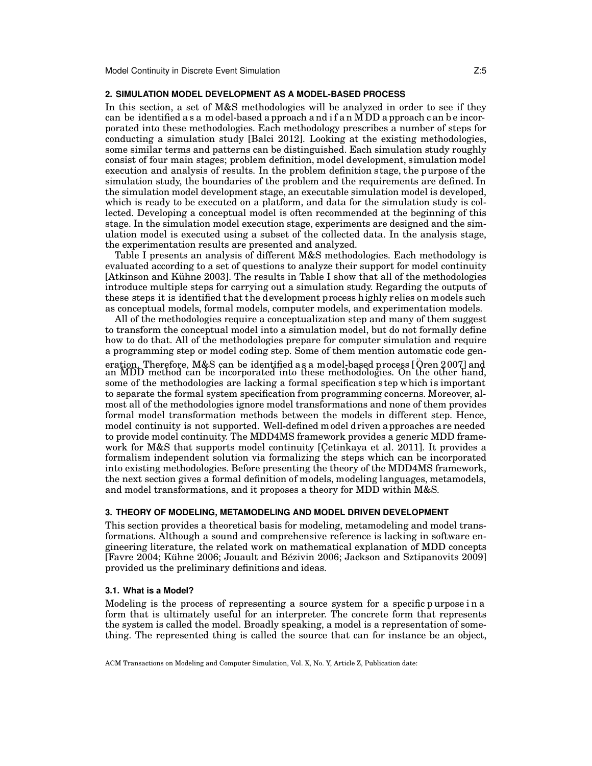## 2. SIMULATION MODEL DEVELOPMENT AS A MODEL-BASED PROCESS

In this section, a set of M&S methodologies will be analyzed in order to see if they can be identified as a model-based approach and if an MDD approach can be incorporated into these methodologies. Each methodology prescribes a number of steps for conducting a simulation study [Balci 2012]. Looking at the existing methodologies, some similar terms and patterns can be distinguished. Each simulation study roughly consist of four main stages; problem definition, model development, simulation model execution and analysis of results. In the problem definition stage, the purpose of the simulation study, the boundaries of the problem and the requirements are defined. In the simulation model development stage, an executable simulation model is developed, which is ready to be executed on a platform, and data for the simulation study is collected. Developing a conceptual model is often recommended at the beginning of this stage. In the simulation model execution stage, experiments are designed and the simulation model is executed using a subset of the collected data. In the analysis stage, the experimentation results are presented and analyzed.

Table I presents an analysis of different M&S methodologies. Each methodology is evaluated according to a set of questions to analyze their support for model continuity [Atkinson and Kühne 2003]. The results in Table I show that all of the methodologies introduce multiple steps for carrying out a simulation study. Regarding the outputs of these steps it is identified that the development process highly relies on models such as conceptual models, formal models, computer models, and experimentation models.

All of the methodologies require a conceptualization step and many of them suggest to transform the conceptual model into a simulation model, but do not formally define how to do that. All of the methodologies prepare for computer simulation and require a programming step or model coding step. Some of them mention automatic code generation. Therefore, M&S can be identified as a model-based process [Ören 2007] and an MDD method can be incorporated into these methodologies. On the other hand, some of the methodologies are lacking a formal specification step which is important to separate the formal system specification from programming concerns. Moreover, almost all of the methodologies ignore model transformations and none of them provides formal model transformation methods between the models in different step. Hence, model continuity is not supported. Well-defined model driven approaches are needed to provide model continuity. The MDD4MS framework provides a generic MDD framework for M&S that supports model continuity [Çetinkaya et al. 2011]. It provides a formalism independent solution via formalizing the steps which can be incorporated into existing methodologies. Before presenting the theory of the MDD4MS framework, the next section gives a formal definition of models, modeling languages, metamodels, and model transformations, and it proposes a theory for MDD within M&S.

## 3. THEORY OF MODELING, METAMODELING AND MODEL DRIVEN DEVELOPMENT

This section provides a theoretical basis for modeling, metamodeling and model transformations. Although a sound and comprehensive reference is lacking in software engineering literature, the related work on mathematical explanation of MDD concepts [Favre 2004; Kühne 2006; Jouault and Bézivin 2006; Jackson and Sztipanovits 2009] provided us the preliminary definitions and ideas.

### 3.1. What is a Model?

Modeling is the process of representing a source system for a specific purpose in a form that is ultimately useful for an interpreter. The concrete form that represents the system is called the model. Broadly speaking, a model is a representation of something. The represented thing is called the source that can for instance be an object,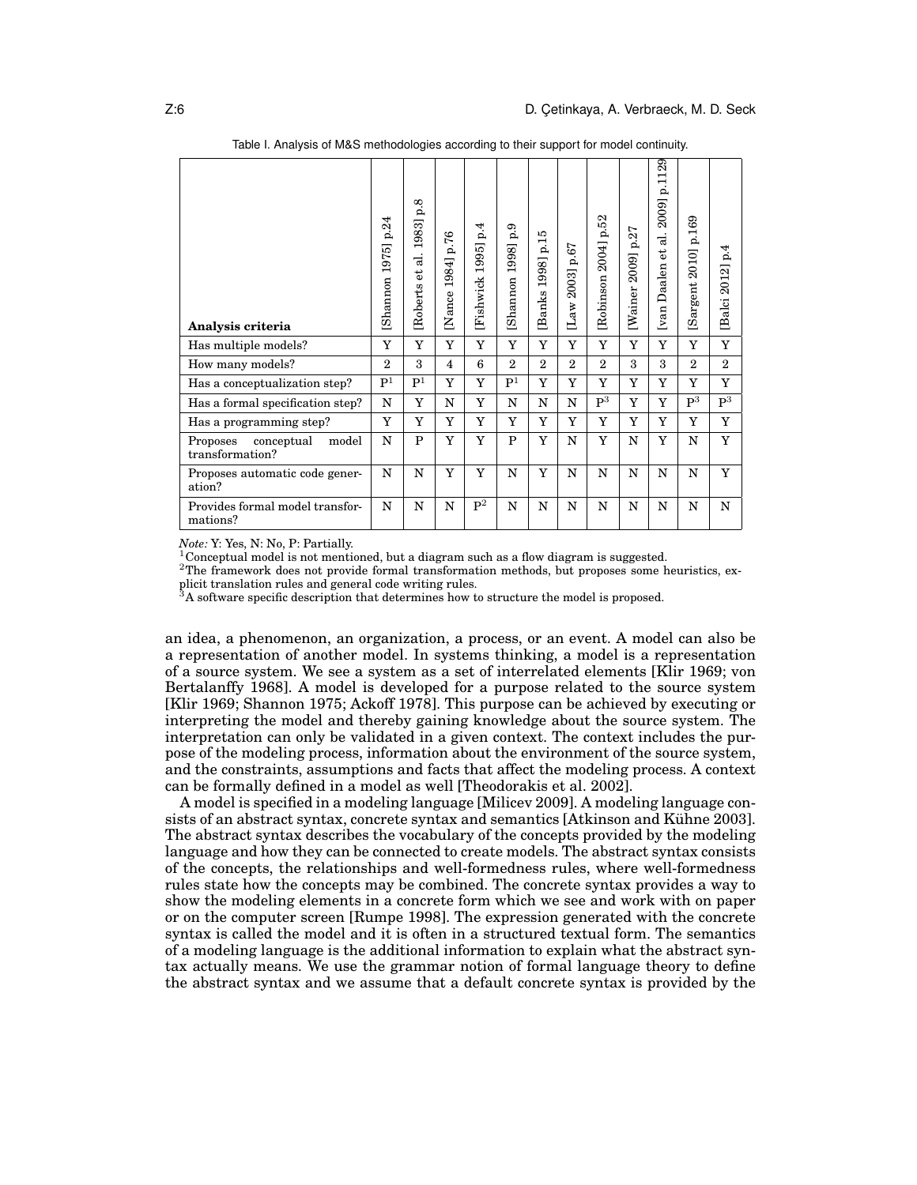Table I. Analysis of M&S methodologies according to their support for model continuity.

| Analysis criteria | [Shannon 1975] p.24 | [Roberts et al. 1983] p.8 | [Nance 1984] p.76 | [Fishwick 1995] p.4 | [Shannon 1998] p.9 | [Banks 1998] p.15 | [Law 2003] p.67 | [Robinson 2004] p.52 | [Wainer 2009] p.27 | [van Daalen et al. 2009] p.1129 | [Sargent 2010] p.169 | [Balci 2012] p.4 |
|---|---|---|---|---|---|---|---|---|---|---|---|---|
| Has multiple models? | Y | Y | Y | Y | Y | Y | Y | Y | Y | Y | Y | Y |
| How many models? | 2 | 3 | 4 | 6 | 2 | 2 | 2 | 2 | 3 | 3 | 2 | 2 |
| Has a conceptualization step? | P[1] | P[1] | Y | Y | P[1] | Y | Y | Y | Y | Y | Y | Y |
| Has a formal specification step? | N | Y | N | Y | N | N | N | P[3] | Y | Y | P[3] | P[3] |
| Has a programming step? | Y | Y | Y | Y | Y | Y | Y | Y | Y | Y | Y | Y |
| Proposes conceptual model transformation? | N | P | Y | Y | P | Y | N | Y | N | Y | N | Y |
| Proposes automatic code generation? | N | N | Y | Y | N | Y | N | N | N | N | N | Y |
| Provides formal model transformations? | N | N | N | P[2] | N | N | N | N | N | N | N | N |

*Note:* Y: Yes, N: No, P: Partially.
[1]Conceptual model is not mentioned, but a diagram such as a flow diagram is suggested.
[2]The framework does not provide formal transformation methods, but proposes some heuristics, explicit translation rules and general code writing rules.
[3]A software specific description that determines how to structure the model is proposed.

an idea, a phenomenon, an organization, a process, or an event. A model can also be a representation of another model. In systems thinking, a model is a representation of a source system. We see a system as a set of interrelated elements [Klir 1969; von Bertalanffy 1968]. A model is developed for a purpose related to the source system [Klir 1969; Shannon 1975; Ackoff 1978]. This purpose can be achieved by executing or interpreting the model and thereby gaining knowledge about the source system. The interpretation can only be validated in a given context. The context includes the purpose of the modeling process, information about the environment of the source system, and the constraints, assumptions and facts that affect the modeling process. A context can be formally defined in a model as well [Theodorakis et al. 2002].

A model is specified in a modeling language [Milicev 2009]. A modeling language consists of an abstract syntax, concrete syntax and semantics [Atkinson and Kühne 2003]. The abstract syntax describes the vocabulary of the concepts provided by the modeling language and how they can be connected to create models. The abstract syntax consists of the concepts, the relationships and well-formedness rules, where well-formedness rules state how the concepts may be combined. The concrete syntax provides a way to show the modeling elements in a concrete form which we see and work with on paper or on the computer screen [Rumpe 1998]. The expression generated with the concrete syntax is called the model and it is often in a structured textual form. The semantics of a modeling language is the additional information to explain what the abstract syntax actually means. We use the grammar notion of formal language theory to define the abstract syntax and we assume that a default concrete syntax is provided by the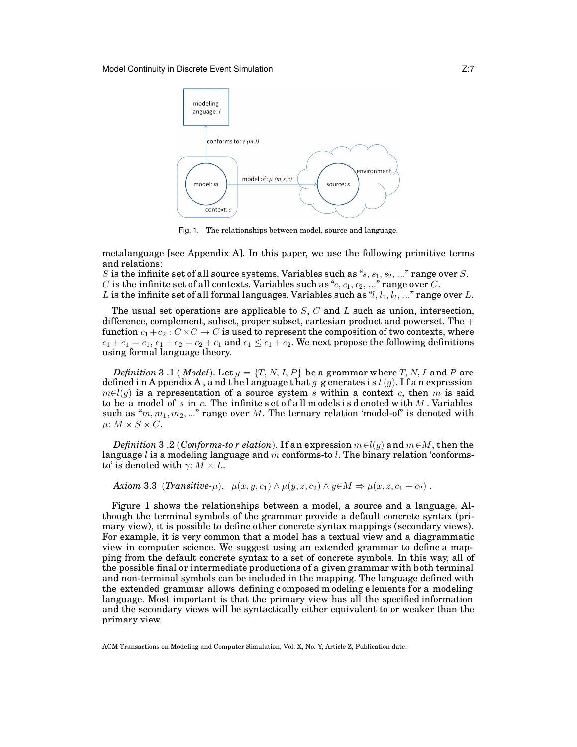Fig. 1. The relationships between model, source and language.

metalanguage [see Appendix A]. In this paper, we use the following primitive terms and relations:
$S$ is the infinite set of all source systems. Variables such as "$s$, $s_1$, $s_2$, ..." range over $S$.
$C$ is the infinite set of all contexts. Variables such as "$c$, $c_1$, $c_2$, ..." range over $C$.
$L$ is the infinite set of all formal languages. Variables such as "$l$, $l_1$, $l_2$, ..." range over $L$.

The usual set operations are applicable to $S$, $C$ and $L$ such as union, intersection, difference, complement, subset, proper subset, cartesian product and powerset. The $+$ function $c_1 + c_2 : C \times C \to C$ is used to represent the composition of two contexts, where $c_1 + c_1 = c_1$, $c_1 + c_2 = c_2 + c_1$ and $c_1 \leq c_1 + c_2$. We next propose the following definitions using formal language theory.

*Definition* 3.1 (*Model*). Let $g = \{T, N, I, P\}$ be a grammar where $T$, $N$, $I$ and $P$ are defined in Appendix A, and the language that $g$ generates is $l(g)$. If an expression $m \in l(g)$ is a representation of a source system $s$ within a context $c$, then $m$ is said to be a model of $s$ in $c$. The infinite set of all models is denoted with $M$. Variables such as "$m, m_1, m_2, ...$" range over $M$. The ternary relation 'model-of' is denoted with $\mu$: $M \times S \times C$.

*Definition* 3.2 (*Conforms-to relation*). If an expression $m \in l(g)$ and $m \in M$, then the language $l$ is a modeling language and $m$ conforms-to $l$. The binary relation 'conforms-to' is denoted with $\gamma$: $M \times L$.

***Axiom*** 3.3 (***Transitive-$\mu$***). $\mu(x, y, c_1) \wedge \mu(y, z, c_2) \wedge y \in M \Rightarrow \mu(x, z, c_1 + c_2)$ .

Figure 1 shows the relationships between a model, a source and a language. Although the terminal symbols of the grammar provide a default concrete syntax (primary view), it is possible to define other concrete syntax mappings (secondary views). For example, it is very common that a model has a textual view and a diagrammatic view in computer science. We suggest using an extended grammar to define a mapping from the default concrete syntax to a set of concrete symbols. In this way, all of the possible final or intermediate productions of a given grammar with both terminal and non-terminal symbols can be included in the mapping. The language defined with the extended grammar allows defining composed modeling elements for a modeling language. Most important is that the primary view has all the specified information and the secondary views will be syntactically either equivalent to or weaker than the primary view.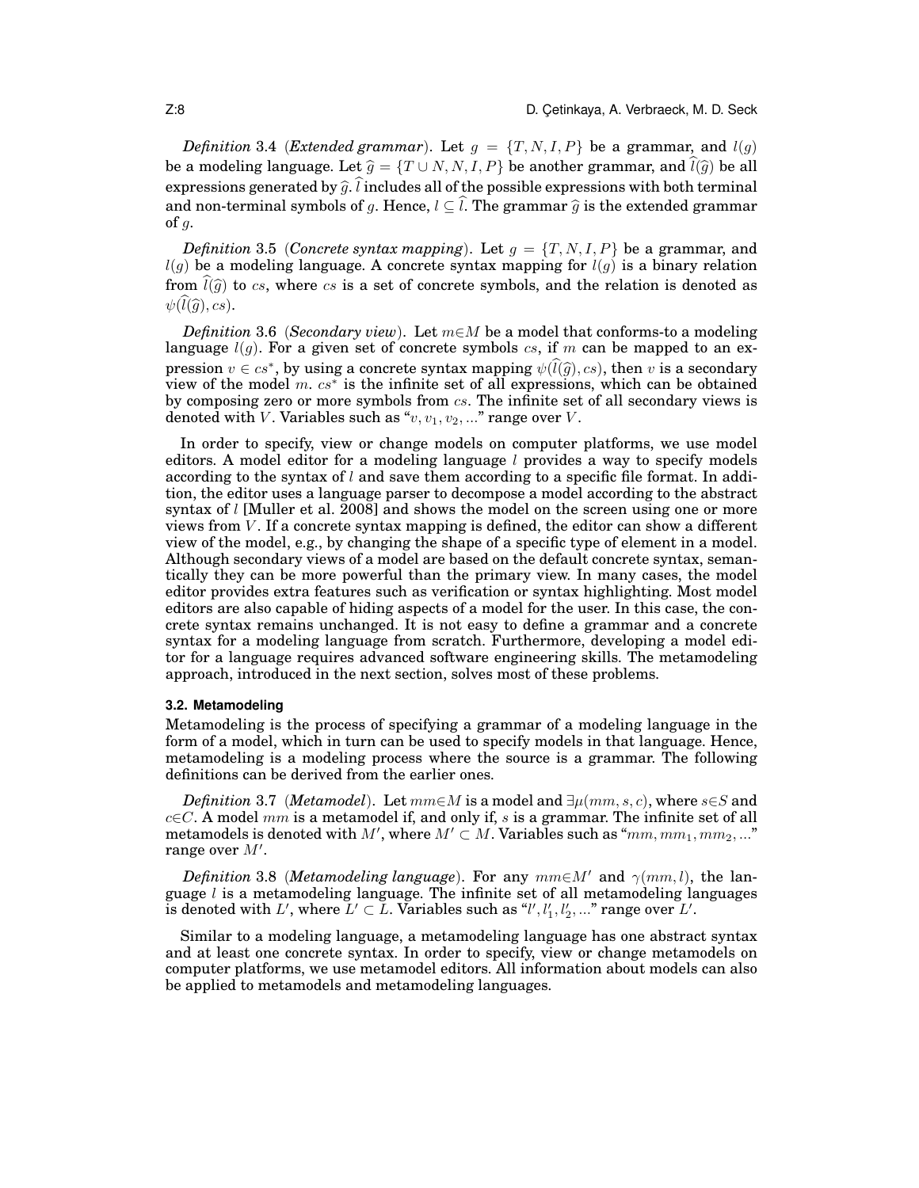*Definition* 3.4 (***Extended grammar***). Let $g = \{T, N, I, P\}$ be a grammar, and $l(g)$ be a modeling language. Let $\widehat{g} = \{T \cup N, N, I, P\}$ be another grammar, and $\widehat{l}(\widehat{g})$ be all expressions generated by $\widehat{g}$. $\widehat{l}$ includes all of the possible expressions with both terminal and non-terminal symbols of $g$. Hence, $l \subseteq \widehat{l}$. The grammar $\widehat{g}$ is the extended grammar of $g$.

*Definition* 3.5 (***Concrete syntax mapping***). Let $g = \{T, N, I, P\}$ be a grammar, and $l(g)$ be a modeling language. A concrete syntax mapping for $l(g)$ is a binary relation from $\widehat{l}(\widehat{g})$ to $cs$, where $cs$ is a set of concrete symbols, and the relation is denoted as $\psi(\widehat{l}(\widehat{g}), cs)$.

*Definition* 3.6 (***Secondary view***). Let $m \in M$ be a model that conforms-to a modeling language $l(g)$. For a given set of concrete symbols $cs$, if $m$ can be mapped to an expression $v \in cs^*$, by using a concrete syntax mapping $\psi(\widehat{l}(\widehat{g}), cs)$, then $v$ is a secondary view of the model $m$. $cs^*$ is the infinite set of all expressions, which can be obtained by composing zero or more symbols from $cs$. The infinite set of all secondary views is denoted with $V$. Variables such as "$v, v_1, v_2, ...$" range over $V$.

In order to specify, view or change models on computer platforms, we use model editors. A model editor for a modeling language $l$ provides a way to specify models according to the syntax of $l$ and save them according to a specific file format. In addition, the editor uses a language parser to decompose a model according to the abstract syntax of $l$ [Muller et al. 2008] and shows the model on the screen using one or more views from $V$. If a concrete syntax mapping is defined, the editor can show a different view of the model, e.g., by changing the shape of a specific type of element in a model. Although secondary views of a model are based on the default concrete syntax, semantically they can be more powerful than the primary view. In many cases, the model editor provides extra features such as verification or syntax highlighting. Most model editors are also capable of hiding aspects of a model for the user. In this case, the concrete syntax remains unchanged. It is not easy to define a grammar and a concrete syntax for a modeling language from scratch. Furthermore, developing a model editor for a language requires advanced software engineering skills. The metamodeling approach, introduced in the next section, solves most of these problems.

### 3.2. Metamodeling

Metamodeling is the process of specifying a grammar of a modeling language in the form of a model, which in turn can be used to specify models in that language. Hence, metamodeling is a modeling process where the source is a grammar. The following definitions can be derived from the earlier ones.

*Definition* 3.7 (***Metamodel***). Let $mm \in M$ is a model and $\exists \mu(mm, s, c)$, where $s \in S$ and $c \in C$. A model $mm$ is a metamodel if, and only if, $s$ is a grammar. The infinite set of all metamodels is denoted with $M'$, where $M' \subset M$. Variables such as "$mm, mm_1, mm_2, ...$" range over $M'$.

*Definition* 3.8 (***Metamodeling language***). For any $mm \in M'$ and $\gamma(mm, l)$, the language $l$ is a metamodeling language. The infinite set of all metamodeling languages is denoted with $L'$, where $L' \subset L$. Variables such as "$l', l'_1, l'_2, ...$" range over $L'$.

Similar to a modeling language, a metamodeling language has one abstract syntax and at least one concrete syntax. In order to specify, view or change metamodels on computer platforms, we use metamodel editors. All information about models can also be applied to metamodels and metamodeling languages.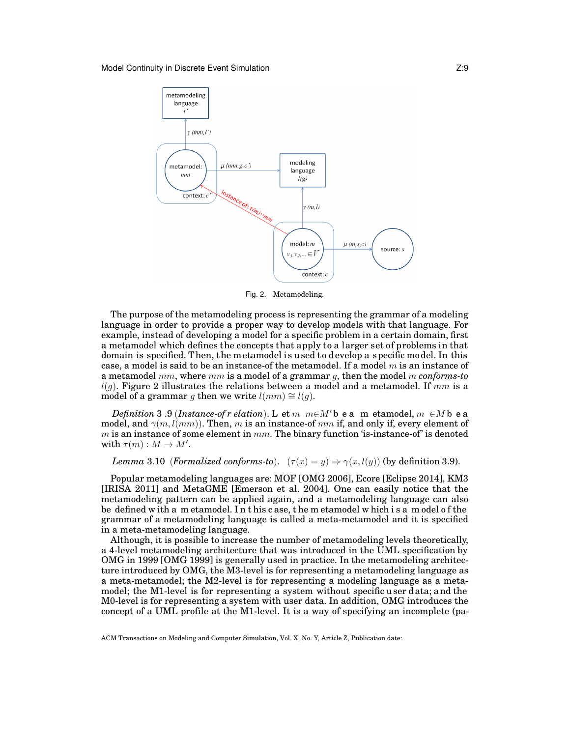Fig. 2. Metamodeling.

The purpose of the metamodeling process is representing the grammar of a modeling language in order to provide a proper way to develop models with that language. For example, instead of developing a model for a specific problem in a certain domain, first a metamodel which defines the concepts that apply to a larger set of problems in that domain is specified. Then, the metamodel is used to develop a specific model. In this case, a model is said to be an instance-of the metamodel. If a model $m$ is an instance of a metamodel $mm$, where $mm$ is a model of a grammar $g$, then the model $m$ *conforms-to* $l(g)$. Figure 2 illustrates the relations between a model and a metamodel. If $mm$ is a model of a grammar $g$ then we write $l(mm) \cong l(g)$.

*Definition* 3.9 (*Instance-of relation*). Let $mm \in M'$ be a metamodel, $m \in M$ be a model, and $\gamma(m, l(mm))$. Then, $m$ is an instance-of $mm$ if, and only if, every element of $m$ is an instance of some element in $mm$. The binary function 'is-instance-of' is denoted with $\tau(m) : M \rightarrow M'$.

*Lemma* 3.10 (*Formalized conforms-to*). $(\tau(x) = y) \Rightarrow \gamma(x, l(y))$ (by definition 3.9).

Popular metamodeling languages are: MOF [OMG 2006], Ecore [Eclipse 2014], KM3 [IRISA 2011] and MetaGME [Emerson et al. 2004]. One can easily notice that the metamodeling pattern can be applied again, and a metamodeling language can also be defined with a metamodel. In this case, the metamodel which is a model of the grammar of a metamodeling language is called a meta-metamodel and it is specified in a meta-metamodeling language.

Although, it is possible to increase the number of metamodeling levels theoretically, a 4-level metamodeling architecture that was introduced in the UML specification by OMG in 1999 [OMG 1999] is generally used in practice. In the metamodeling architecture introduced by OMG, the M3-level is for representing a metamodeling language as a meta-metamodel; the M2-level is for representing a modeling language as a metamodel; the M1-level is for representing a system without specific user data; and the M0-level is for representing a system with user data. In addition, OMG introduces the concept of a UML profile at the M1-level. It is a way of specifying an incomplete (pa-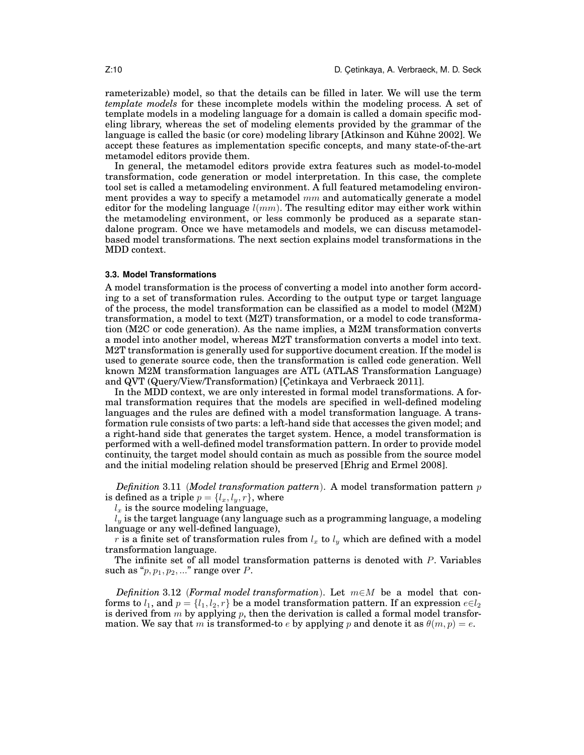rameterizable) model, so that the details can be filled in later. We will use the term *template models* for these incomplete models within the modeling process. A set of template models in a modeling language for a domain is called a domain specific modeling library, whereas the set of modeling elements provided by the grammar of the language is called the basic (or core) modeling library [Atkinson and Kühne 2002]. We accept these features as implementation specific concepts, and many state-of-the-art metamodel editors provide them.

In general, the metamodel editors provide extra features such as model-to-model transformation, code generation or model interpretation. In this case, the complete tool set is called a metamodeling environment. A full featured metamodeling environment provides a way to specify a metamodel $mm$ and automatically generate a model editor for the modeling language $l(mm)$. The resulting editor may either work within the metamodeling environment, or less commonly be produced as a separate standalone program. Once we have metamodels and models, we can discuss metamodel-based model transformations. The next section explains model transformations in the MDD context.

### 3.3. Model Transformations

A model transformation is the process of converting a model into another form according to a set of transformation rules. According to the output type or target language of the process, the model transformation can be classified as a model to model (M2M) transformation, a model to text (M2T) transformation, or a model to code transformation (M2C or code generation). As the name implies, a M2M transformation converts a model into another model, whereas M2T transformation converts a model into text. M2T transformation is generally used for supportive document creation. If the model is used to generate source code, then the transformation is called code generation. Well known M2M transformation languages are ATL (ATLAS Transformation Language) and QVT (Query/View/Transformation) [Çetinkaya and Verbraeck 2011].

In the MDD context, we are only interested in formal model transformations. A formal transformation requires that the models are specified in well-defined modeling languages and the rules are defined with a model transformation language. A transformation rule consists of two parts: a left-hand side that accesses the given model; and a right-hand side that generates the target system. Hence, a model transformation is performed with a well-defined model transformation pattern. In order to provide model continuity, the target model should contain as much as possible from the source model and the initial modeling relation should be preserved [Ehrig and Ermel 2008].

*Definition* 3.11 (***Model transformation pattern***). A model transformation pattern $p$ is defined as a triple $p = \{l_x, l_y, r\}$, where

$l_x$ is the source modeling language,

$l_y$ is the target language (any language such as a programming language, a modeling language or any well-defined language),

$r$ is a finite set of transformation rules from $l_x$ to $l_y$ which are defined with a model transformation language.

The infinite set of all model transformation patterns is denoted with $P$. Variables such as "$p, p_1, p_2, ...$" range over $P$.

*Definition* 3.12 (***Formal model transformation***). Let $m \in M$ be a model that conforms to $l_1$, and $p = \{l_1, l_2, r\}$ be a model transformation pattern. If an expression $e \in l_2$ is derived from $m$ by applying $p$, then the derivation is called a formal model transformation. We say that $m$ is transformed-to $e$ by applying $p$ and denote it as $\theta(m, p) = e$.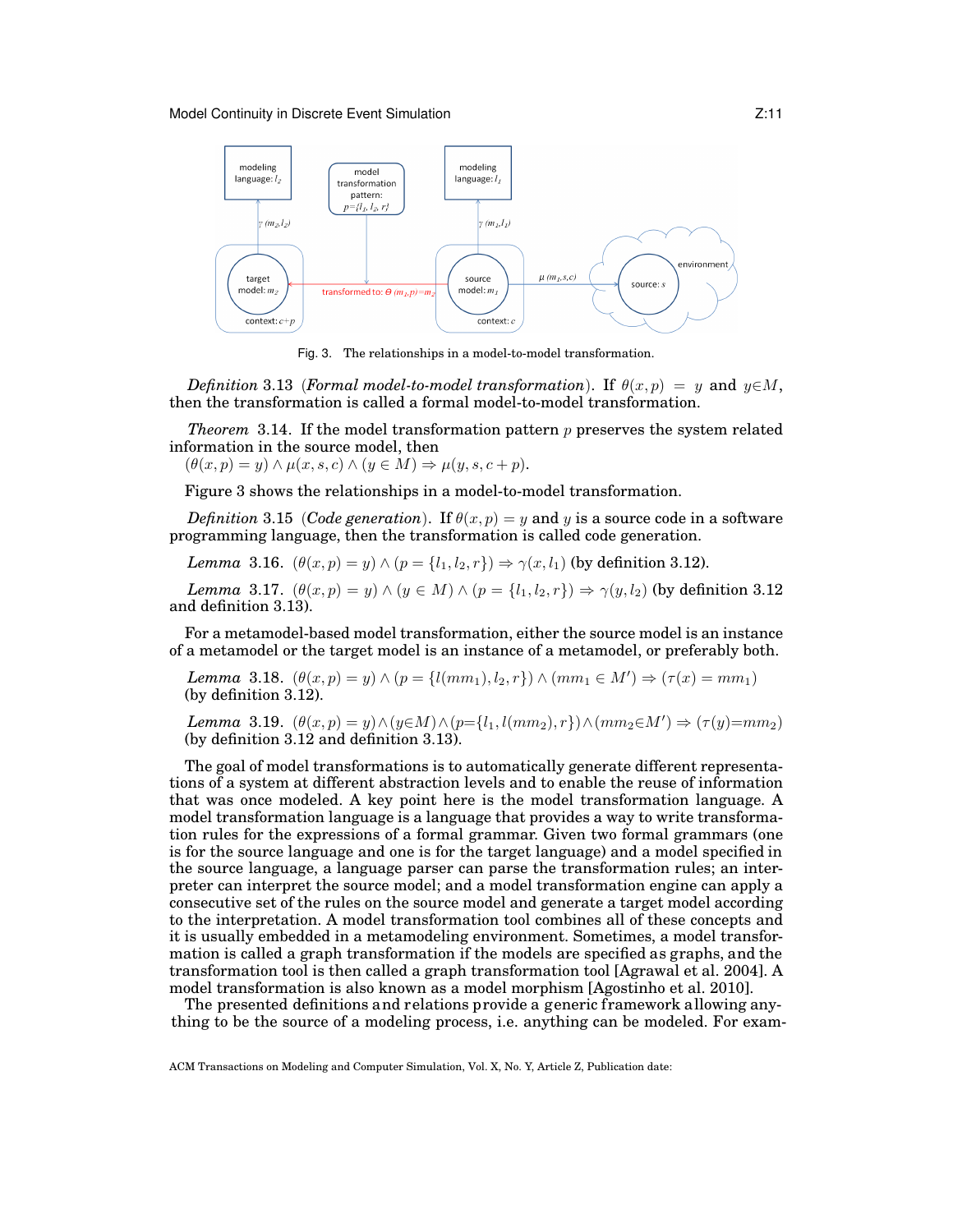Fig. 3. The relationships in a model-to-model transformation.

*Definition* 3.13 (*Formal model-to-model transformation*). If $\theta(x, p) = y$ and $y \in M$, then the transformation is called a formal model-to-model transformation.

*Theorem* 3.14. If the model transformation pattern $p$ preserves the system related information in the source model, then
$(\theta(x, p) = y) \wedge \mu(x, s, c) \wedge (y \in M) \Rightarrow \mu(y, s, c + p)$.

Figure 3 shows the relationships in a model-to-model transformation.

*Definition* 3.15 (*Code generation*). If $\theta(x, p) = y$ and $y$ is a source code in a software programming language, then the transformation is called code generation.

*Lemma* 3.16. $(\theta(x, p) = y) \wedge (p = \{l_1, l_2, r\}) \Rightarrow \gamma(x, l_1)$ (by definition 3.12).

*Lemma* 3.17. $(\theta(x, p) = y) \wedge (y \in M) \wedge (p = \{l_1, l_2, r\}) \Rightarrow \gamma(y, l_2)$ (by definition 3.12 and definition 3.13).

For a metamodel-based model transformation, either the source model is an instance of a metamodel or the target model is an instance of a metamodel, or preferably both.

*Lemma* 3.18. $(\theta(x, p) = y) \wedge (p = \{l(mm_1), l_2, r\}) \wedge (mm_1 \in M') \Rightarrow (\tau(x) = mm_1)$ (by definition 3.12).

*Lemma* 3.19. $(\theta(x, p) = y) \wedge (y \in M) \wedge (p = \{l_1, l(mm_2), r\}) \wedge (mm_2 \in M') \Rightarrow (\tau(y) = mm_2)$ (by definition 3.12 and definition 3.13).

The goal of model transformations is to automatically generate different representations of a system at different abstraction levels and to enable the reuse of information that was once modeled. A key point here is the model transformation language. A model transformation language is a language that provides a way to write transformation rules for the expressions of a formal grammar. Given two formal grammars (one is for the source language and one is for the target language) and a model specified in the source language, a language parser can parse the transformation rules; an interpreter can interpret the source model; and a model transformation engine can apply a consecutive set of the rules on the source model and generate a target model according to the interpretation. A model transformation tool combines all of these concepts and it is usually embedded in a metamodeling environment. Sometimes, a model transformation is called a graph transformation if the models are specified as graphs, and the transformation tool is then called a graph transformation tool [Agrawal et al. 2004]. A model transformation is also known as a model morphism [Agostinho et al. 2010].

The presented definitions and relations provide a generic framework allowing anything to be the source of a modeling process, i.e. anything can be modeled. For exam-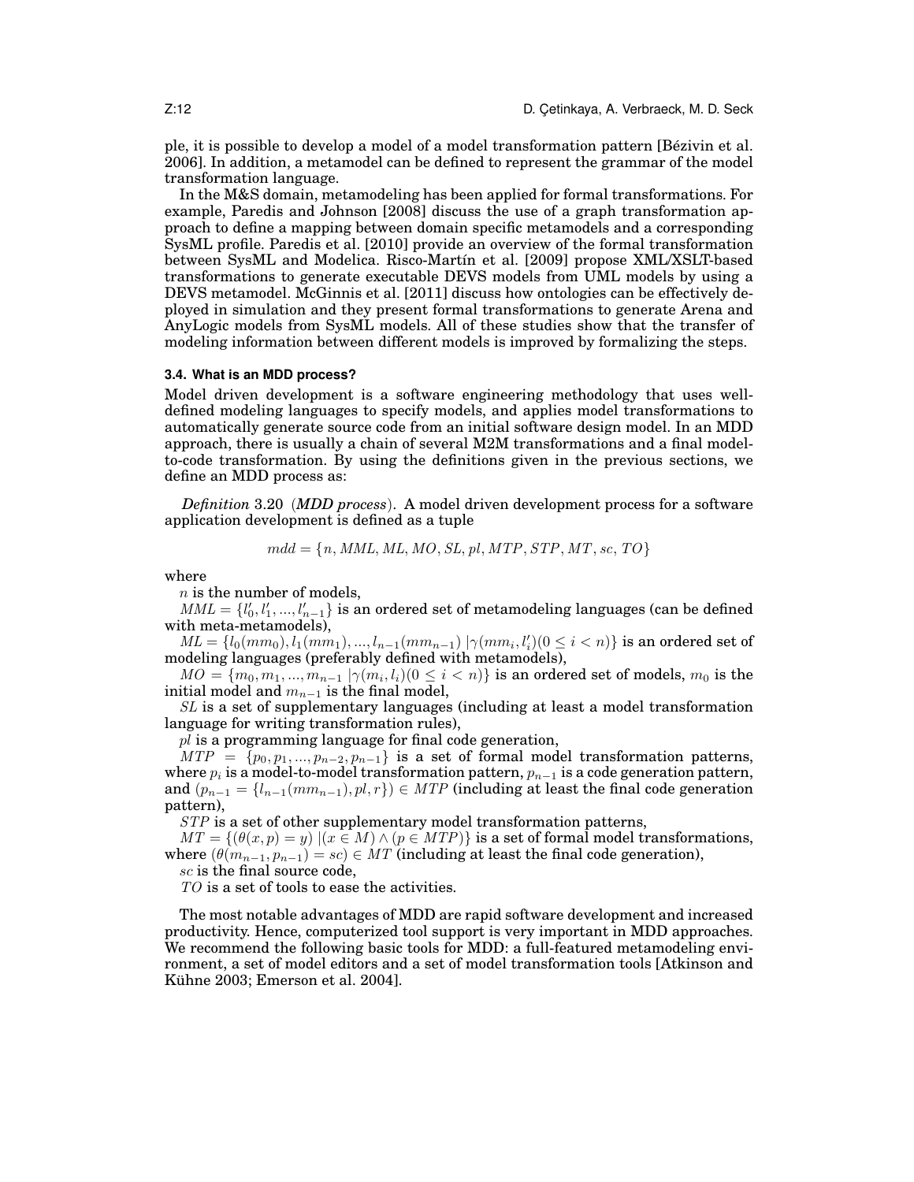ple, it is possible to develop a model of a model transformation pattern [Bézivin et al. 2006]. In addition, a metamodel can be defined to represent the grammar of the model transformation language.

In the M&S domain, metamodeling has been applied for formal transformations. For example, Paredis and Johnson [2008] discuss the use of a graph transformation approach to define a mapping between domain specific metamodels and a corresponding SysML profile. Paredis et al. [2010] provide an overview of the formal transformation between SysML and Modelica. Risco-Martín et al. [2009] propose XML/XSLT-based transformations to generate executable DEVS models from UML models by using a DEVS metamodel. McGinnis et al. [2011] discuss how ontologies can be effectively deployed in simulation and they present formal transformations to generate Arena and AnyLogic models from SysML models. All of these studies show that the transfer of modeling information between different models is improved by formalizing the steps.

### 3.4. What is an MDD process?

Model driven development is a software engineering methodology that uses well-defined modeling languages to specify models, and applies model transformations to automatically generate source code from an initial software design model. In an MDD approach, there is usually a chain of several M2M transformations and a final model-to-code transformation. By using the definitions given in the previous sections, we define an MDD process as:

*Definition* 3.20 (***MDD process***). A model driven development process for a software application development is defined as a tuple

$$mdd = \{n, MML, ML, MO, SL, pl, MTP, STP, MT, sc, TO\}$$

where

$n$ is the number of models,

$MML = \{l'_0, l'_1, ..., l'_{n-1}\}$ is an ordered set of metamodeling languages (can be defined with meta-metamodels),

$ML = \{l_0(mm_0), l_1(mm_1), ..., l_{n-1}(mm_{n-1}) \,|\gamma(mm_i, l'_i)(0 \leq i < n)\}$ is an ordered set of modeling languages (preferably defined with metamodels),

$MO = \{m_0, m_1, ..., m_{n-1} \,|\gamma(m_i, l_i)(0 \leq i < n)\}$ is an ordered set of models, $m_0$ is the initial model and $m_{n-1}$ is the final model,

$SL$ is a set of supplementary languages (including at least a model transformation language for writing transformation rules),

$pl$ is a programming language for final code generation,

$MTP = \{p_0, p_1, ..., p_{n-2}, p_{n-1}\}$ is a set of formal model transformation patterns, where $p_i$ is a model-to-model transformation pattern, $p_{n-1}$ is a code generation pattern, and $(p_{n-1} = \{l_{n-1}(mm_{n-1}), pl, r\}) \in MTP$ (including at least the final code generation pattern),

$STP$ is a set of other supplementary model transformation patterns,

$MT = \{(\theta(x, p) = y) \,|(x \in M) \wedge (p \in MTP)\}$ is a set of formal model transformations, where $(\theta(m_{n-1}, p_{n-1}) = sc) \in MT$ (including at least the final code generation),

$sc$ is the final source code,

$TO$ is a set of tools to ease the activities.

The most notable advantages of MDD are rapid software development and increased productivity. Hence, computerized tool support is very important in MDD approaches. We recommend the following basic tools for MDD: a full-featured metamodeling environment, a set of model editors and a set of model transformation tools [Atkinson and Kühne 2003; Emerson et al. 2004].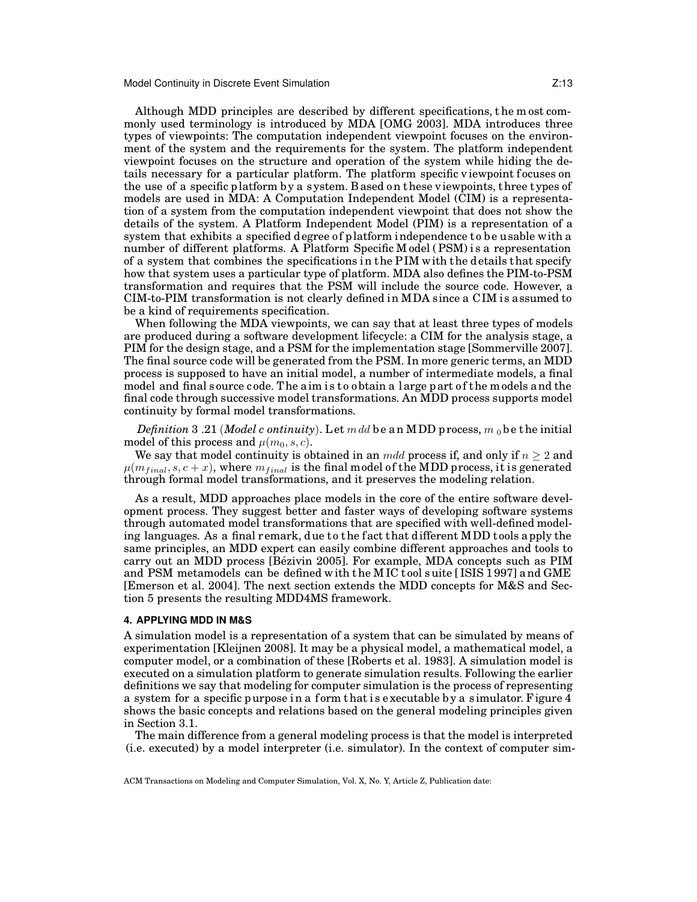Although MDD principles are described by different specifications, the most commonly used terminology is introduced by MDA [OMG 2003]. MDA introduces three types of viewpoints: The computation independent viewpoint focuses on the environment of the system and the requirements for the system. The platform independent viewpoint focuses on the structure and operation of the system while hiding the details necessary for a particular platform. The platform specific viewpoint focuses on the use of a specific platform by a system. Based on these viewpoints, three types of models are used in MDA: A Computation Independent Model (CIM) is a representation of a system from the computation independent viewpoint that does not show the details of the system. A Platform Independent Model (PIM) is a representation of a system that exhibits a specified degree of platform independence to be usable with a number of different platforms. A Platform Specific Model (PSM) is a representation of a system that combines the specifications in the PIM with the details that specify how that system uses a particular type of platform. MDA also defines the PIM-to-PSM transformation and requires that the PSM will include the source code. However, a CIM-to-PIM transformation is not clearly defined in MDA since a CIM is assumed to be a kind of requirements specification.

When following the MDA viewpoints, we can say that at least three types of models are produced during a software development lifecycle: a CIM for the analysis stage, a PIM for the design stage, and a PSM for the implementation stage [Sommerville 2007]. The final source code will be generated from the PSM. In more generic terms, an MDD process is supposed to have an initial model, a number of intermediate models, a final model and final source code. The aim is to obtain a large part of the models and the final code through successive model transformations. An MDD process supports model continuity by formal model transformations.

*Definition* 3.21 (*Model continuity*). Let $mdd$ be an MDD process, $m_0$ be the initial model of this process and $\mu(m_0, s, c)$.

We say that model continuity is obtained in an $mdd$ process if, and only if $n \geq 2$ and $\mu(m_{final}, s, c + x)$, where $m_{final}$ is the final model of the MDD process, it is generated through formal model transformations, and it preserves the modeling relation.

As a result, MDD approaches place models in the core of the entire software development process. They suggest better and faster ways of developing software systems through automated model transformations that are specified with well-defined modeling languages. As a final remark, due to the fact that different MDD tools apply the same principles, an MDD expert can easily combine different approaches and tools to carry out an MDD process [Bézivin 2005]. For example, MDA concepts such as PIM and PSM metamodels can be defined with the MIC tool suite [ISIS 1997] and GME [Emerson et al. 2004]. The next section extends the MDD concepts for M&S and Section 5 presents the resulting MDD4MS framework.

## 4. APPLYING MDD IN M&S

A simulation model is a representation of a system that can be simulated by means of experimentation [Kleijnen 2008]. It may be a physical model, a mathematical model, a computer model, or a combination of these [Roberts et al. 1983]. A simulation model is executed on a simulation platform to generate simulation results. Following the earlier definitions we say that modeling for computer simulation is the process of representing a system for a specific purpose in a form that is executable by a simulator. Figure 4 shows the basic concepts and relations based on the general modeling principles given in Section 3.1.

The main difference from a general modeling process is that the model is interpreted (i.e. executed) by a model interpreter (i.e. simulator). In the context of computer sim-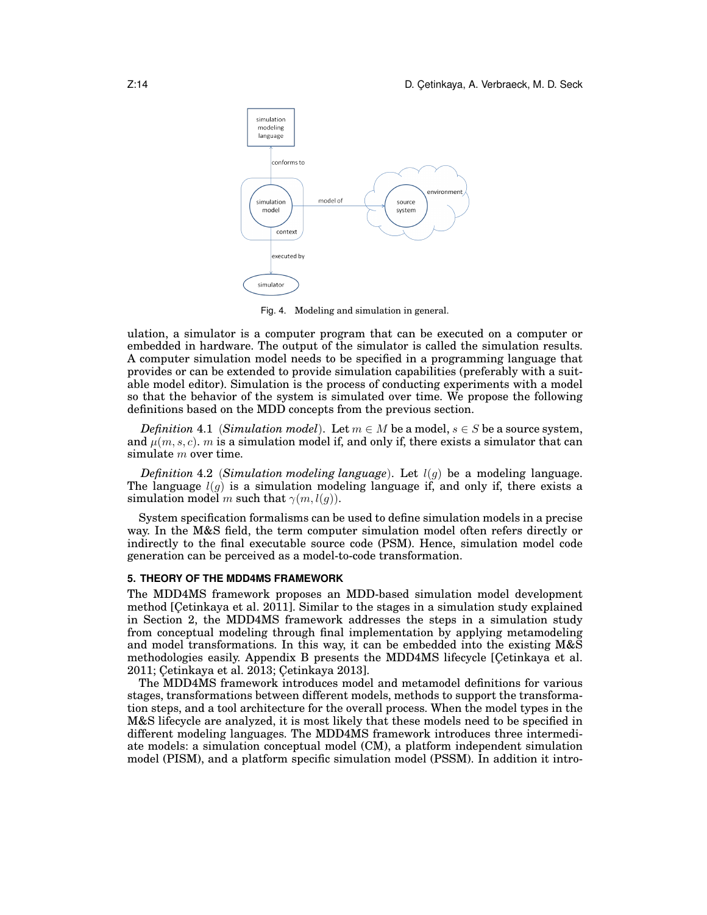Fig. 4. Modeling and simulation in general.

ulation, a simulator is a computer program that can be executed on a computer or embedded in hardware. The output of the simulator is called the simulation results. A computer simulation model needs to be specified in a programming language that provides or can be extended to provide simulation capabilities (preferably with a suitable model editor). Simulation is the process of conducting experiments with a model so that the behavior of the system is simulated over time. We propose the following definitions based on the MDD concepts from the previous section.

*Definition* 4.1 (***Simulation model***). Let $m \in M$ be a model, $s \in S$ be a source system, and $\mu(m, s, c)$. $m$ is a simulation model if, and only if, there exists a simulator that can simulate $m$ over time.

*Definition* 4.2 (***Simulation modeling language***). Let $l(g)$ be a modeling language. The language $l(g)$ is a simulation modeling language if, and only if, there exists a simulation model $m$ such that $\gamma(m, l(g))$.

System specification formalisms can be used to define simulation models in a precise way. In the M&S field, the term computer simulation model often refers directly or indirectly to the final executable source code (PSM). Hence, simulation model code generation can be perceived as a model-to-code transformation.

## 5. THEORY OF THE MDD4MS FRAMEWORK

The MDD4MS framework proposes an MDD-based simulation model development method [Çetinkaya et al. 2011]. Similar to the stages in a simulation study explained in Section 2, the MDD4MS framework addresses the steps in a simulation study from conceptual modeling through final implementation by applying metamodeling and model transformations. In this way, it can be embedded into the existing M&S methodologies easily. Appendix B presents the MDD4MS lifecycle [Çetinkaya et al. 2011; Çetinkaya et al. 2013; Çetinkaya 2013].

The MDD4MS framework introduces model and metamodel definitions for various stages, transformations between different models, methods to support the transformation steps, and a tool architecture for the overall process. When the model types in the M&S lifecycle are analyzed, it is most likely that these models need to be specified in different modeling languages. The MDD4MS framework introduces three intermediate models: a simulation conceptual model (CM), a platform independent simulation model (PISM), and a platform specific simulation model (PSSM). In addition it intro-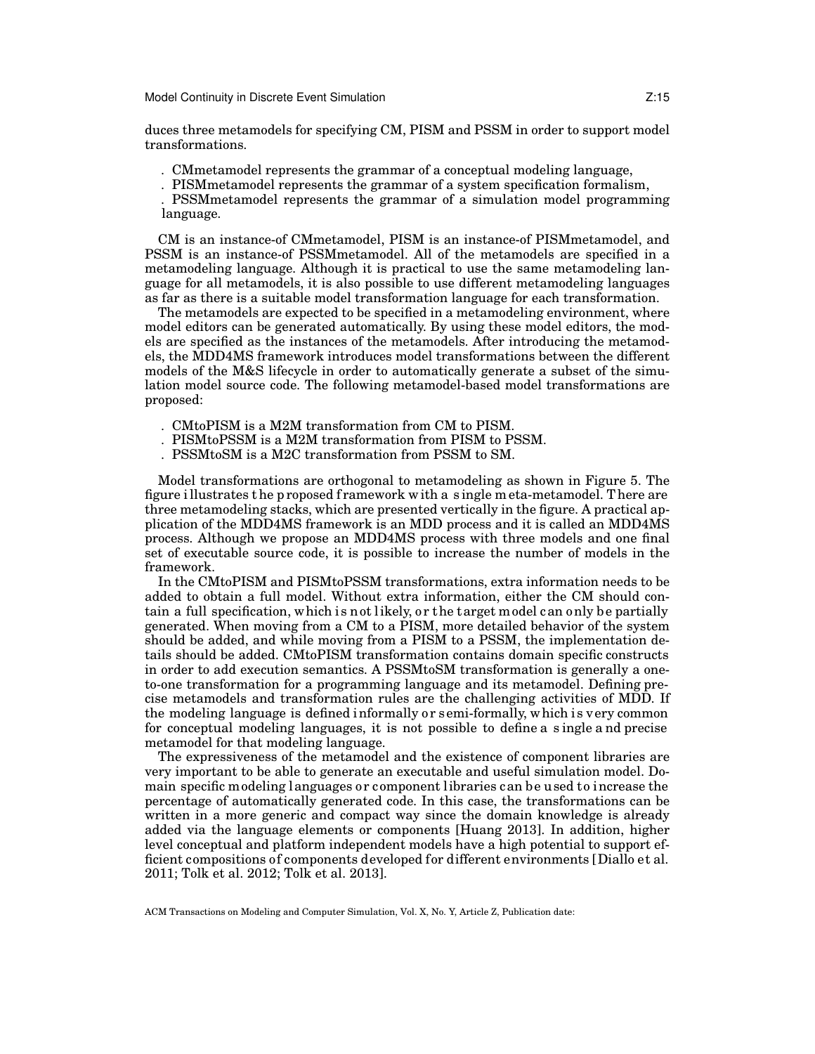duces three metamodels for specifying CM, PISM and PSSM in order to support model transformations.

- CMmetamodel represents the grammar of a conceptual modeling language,
- PISMmetamodel represents the grammar of a system specification formalism,
- PSSMmetamodel represents the grammar of a simulation model programming language.

CM is an instance-of CMmetamodel, PISM is an instance-of PISMmetamodel, and PSSM is an instance-of PSSMmetamodel. All of the metamodels are specified in a metamodeling language. Although it is practical to use the same metamodeling language for all metamodels, it is also possible to use different metamodeling languages as far as there is a suitable model transformation language for each transformation.

The metamodels are expected to be specified in a metamodeling environment, where model editors can be generated automatically. By using these model editors, the models are specified as the instances of the metamodels. After introducing the metamodels, the MDD4MS framework introduces model transformations between the different models of the M&S lifecycle in order to automatically generate a subset of the simulation model source code. The following metamodel-based model transformations are proposed:

- CMtoPISM is a M2M transformation from CM to PISM.
- PISMtoPSSM is a M2M transformation from PISM to PSSM.
- PSSMtoSM is a M2C transformation from PSSM to SM.

Model transformations are orthogonal to metamodeling as shown in Figure 5. The figure illustrates the proposed framework with a single meta-metamodel. There are three metamodeling stacks, which are presented vertically in the figure. A practical application of the MDD4MS framework is an MDD process and it is called an MDD4MS process. Although we propose an MDD4MS process with three models and one final set of executable source code, it is possible to increase the number of models in the framework.

In the CMtoPISM and PISMtoPSSM transformations, extra information needs to be added to obtain a full model. Without extra information, either the CM should contain a full specification, which is not likely, or the target model can only be partially generated. When moving from a CM to a PISM, more detailed behavior of the system should be added, and while moving from a PISM to a PSSM, the implementation details should be added. CMtoPISM transformation contains domain specific constructs in order to add execution semantics. A PSSMtoSM transformation is generally a one-to-one transformation for a programming language and its metamodel. Defining precise metamodels and transformation rules are the challenging activities of MDD. If the modeling language is defined informally or semi-formally, which is very common for conceptual modeling languages, it is not possible to define a single and precise metamodel for that modeling language.

The expressiveness of the metamodel and the existence of component libraries are very important to be able to generate an executable and useful simulation model. Domain specific modeling languages or component libraries can be used to increase the percentage of automatically generated code. In this case, the transformations can be written in a more generic and compact way since the domain knowledge is already added via the language elements or components [Huang 2013]. In addition, higher level conceptual and platform independent models have a high potential to support efficient compositions of components developed for different environments [Diallo et al. 2011; Tolk et al. 2012; Tolk et al. 2013].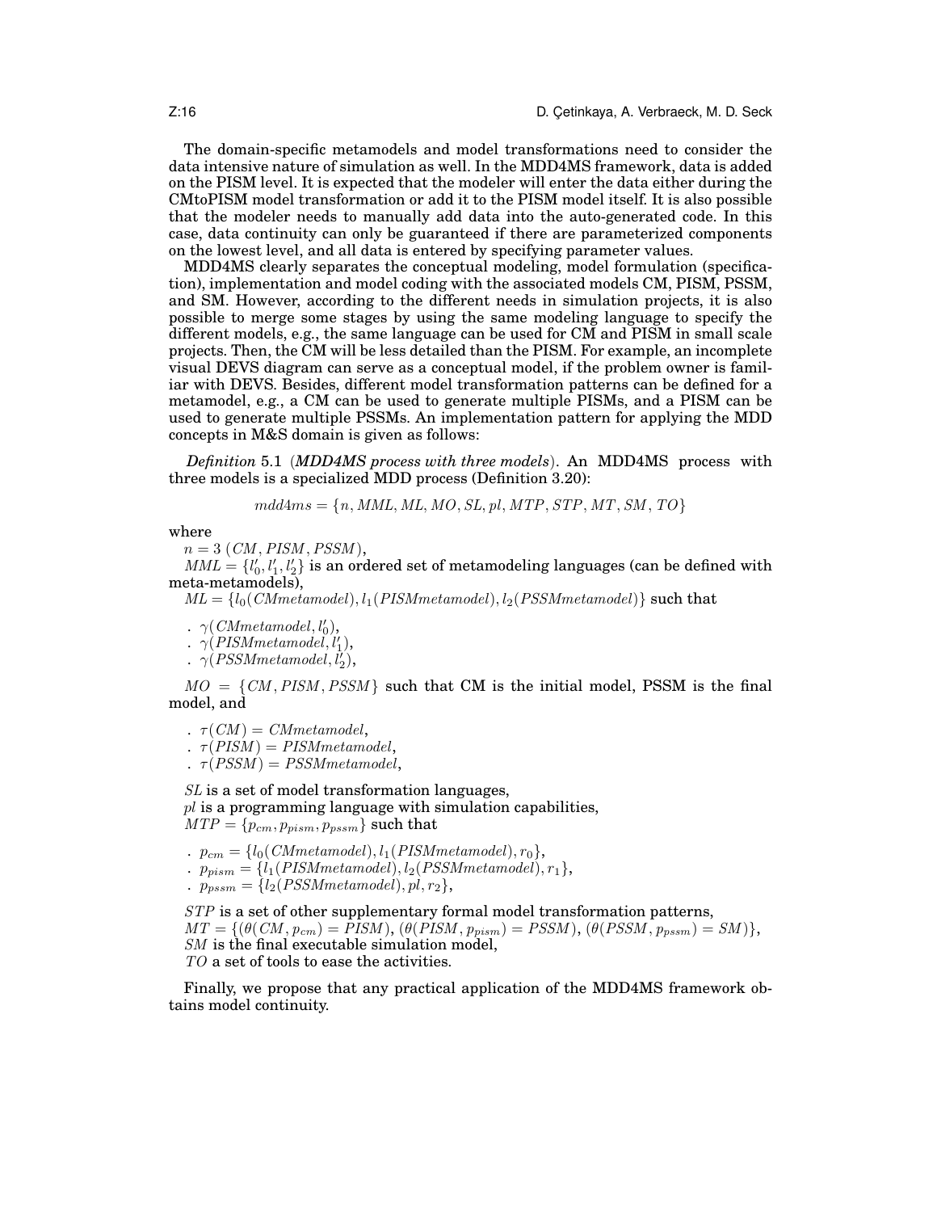The domain-specific metamodels and model transformations need to consider the data intensive nature of simulation as well. In the MDD4MS framework, data is added on the PISM level. It is expected that the modeler will enter the data either during the CMtoPISM model transformation or add it to the PISM model itself. It is also possible that the modeler needs to manually add data into the auto-generated code. In this case, data continuity can only be guaranteed if there are parameterized components on the lowest level, and all data is entered by specifying parameter values.

MDD4MS clearly separates the conceptual modeling, model formulation (specification), implementation and model coding with the associated models CM, PISM, PSSM, and SM. However, according to the different needs in simulation projects, it is also possible to merge some stages by using the same modeling language to specify the different models, e.g., the same language can be used for CM and PISM in small scale projects. Then, the CM will be less detailed than the PISM. For example, an incomplete visual DEVS diagram can serve as a conceptual model, if the problem owner is familiar with DEVS. Besides, different model transformation patterns can be defined for a metamodel, e.g., a CM can be used to generate multiple PISMs, and a PISM can be used to generate multiple PSSMs. An implementation pattern for applying the MDD concepts in M&S domain is given as follows:

*Definition* 5.1 (***MDD4MS process with three models***). An MDD4MS process with three models is a specialized MDD process (Definition 3.20):

$$mdd4ms = \{n, MML, ML, MO, SL, pl, MTP, STP, MT, SM, TO\}$$

where

$n = 3$ $(CM, PISM, PSSM)$,

$MML = \{l'_0, l'_1, l'_2\}$ is an ordered set of metamodeling languages (can be defined with meta-metamodels),

$ML = \{l_0(CMmetamodel), l_1(PISMmetamodel), l_2(PSSMmetamodel)\}$ such that

- $\gamma(CMmetamodel, l'_0)$,
- $\gamma(PISMmetamodel, l'_1)$,
- $\gamma(PSSMmetamodel, l'_2)$,

$MO = \{CM, PISM, PSSM\}$ such that CM is the initial model, PSSM is the final model, and

- $\tau(CM) = CMmetamodel$,
- $\tau(PISM) = PISMmetamodel$,
- $\tau(PSSM) = PSSMmetamodel$,

$SL$ is a set of model transformation languages,

$pl$ is a programming language with simulation capabilities,

$MTP = \{p_{cm}, p_{pism}, p_{pssm}\}$ such that

- $p_{cm} = \{l_0(CMmetamodel), l_1(PISMmetamodel), r_0\}$,
- $p_{pism} = \{l_1(PISMmetamodel), l_2(PSSMmetamodel), r_1\}$,
- $p_{pssm} = \{l_2(PSSMmetamodel), pl, r_2\}$,

$STP$ is a set of other supplementary formal model transformation patterns,

$MT = \{(\theta(CM, p_{cm}) = PISM), (\theta(PISM, p_{pism}) = PSSM), (\theta(PSSM, p_{pssm}) = SM)\}$,

$SM$ is the final executable simulation model,

$TO$ a set of tools to ease the activities.

Finally, we propose that any practical application of the MDD4MS framework obtains model continuity.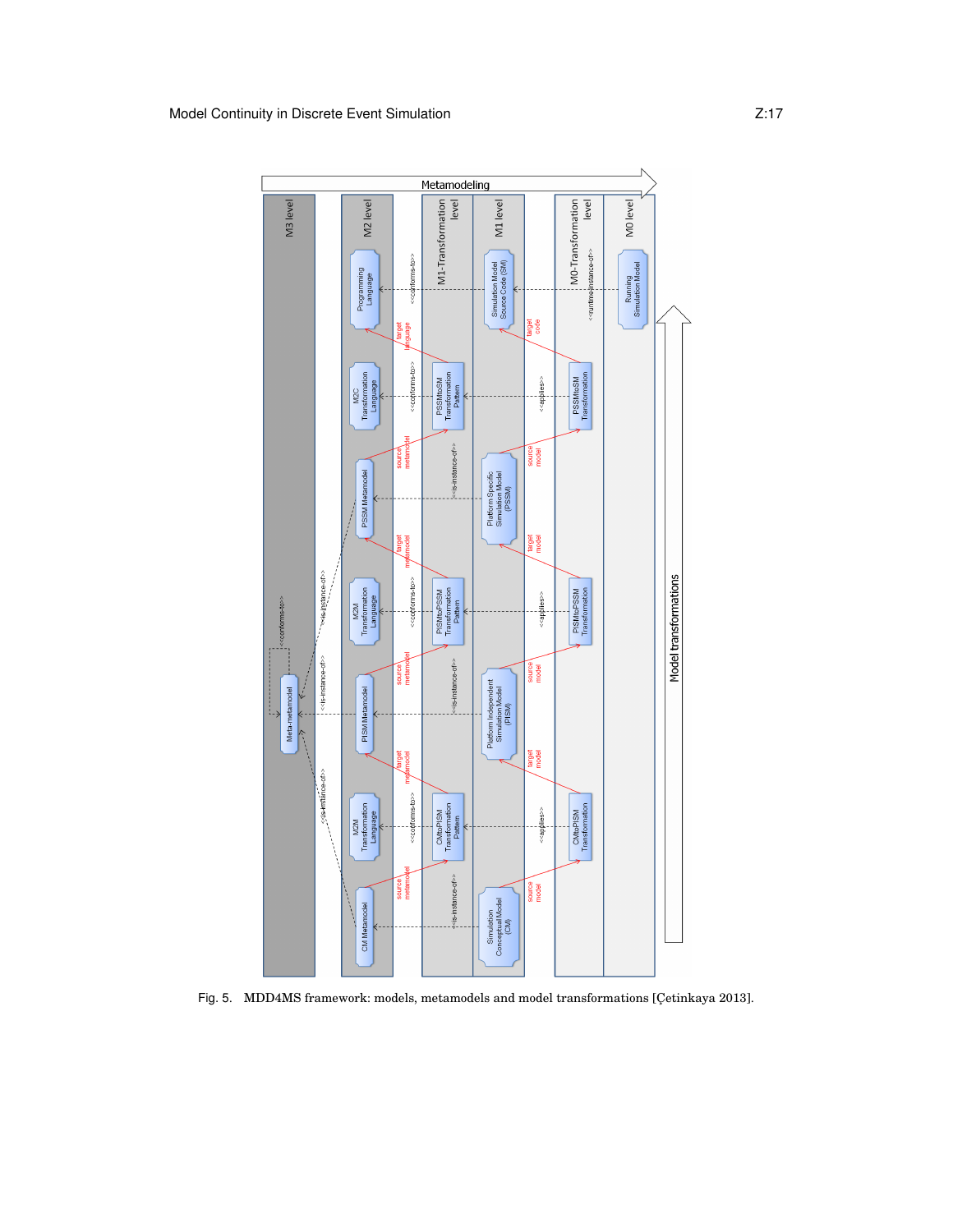Fig. 5. MDD4MS framework: models, metamodels and model transformations [Çetinkaya 2013].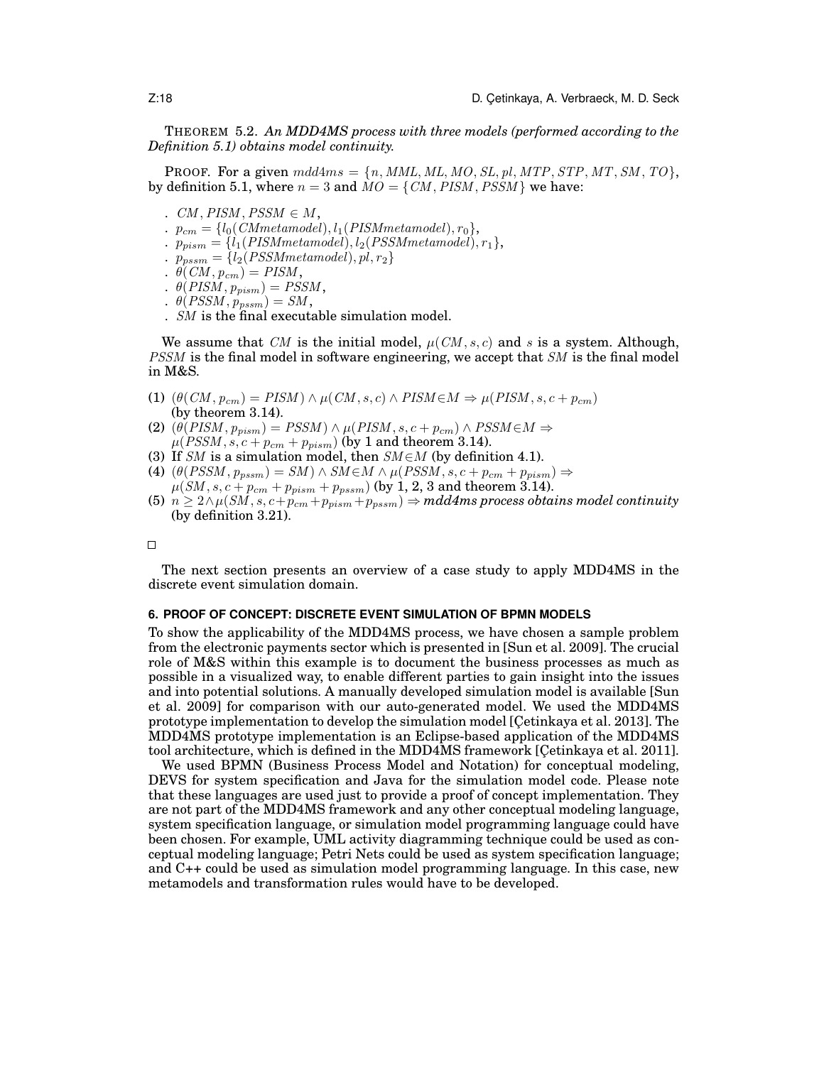THEOREM 5.2. *An MDD4MS process with three models (performed according to the Definition 5.1) obtains model continuity.*

PROOF. For a given $mdd4ms = \{n, MML, ML, MO, SL, pl, MTP, STP, MT, SM, TO\}$, by definition 5.1, where $n = 3$ and $MO = \{CM, PISM, PSSM\}$ we have:

- $CM, PISM, PSSM \in M$,
- $p_{cm} = \{l_0(CMmetamodel), l_1(PISMmetamodel), r_0\}$,
- $p_{pism} = \{l_1(PISMmetamodel), l_2(PSSMmetamodel), r_1\}$,
- $p_{pssm} = \{l_2(PSSMmetamodel), pl, r_2\}$
- $\theta(CM, p_{cm}) = PISM$,
- $\theta(PISM, p_{pism}) = PSSM$,
- $\theta(PSSM, p_{pssm}) = SM$,
- $SM$ is the final executable simulation model.

We assume that $CM$ is the initial model, $\mu(CM, s, c)$ and $s$ is a system. Although, $PSSM$ is the final model in software engineering, we accept that $SM$ is the final model in M&S.

(1) $(\theta(CM, p_{cm}) = PISM) \wedge \mu(CM, s, c) \wedge PISM \in M \Rightarrow \mu(PISM, s, c + p_{cm})$ (by theorem 3.14).
(2) $(\theta(PISM, p_{pism}) = PSSM) \wedge \mu(PISM, s, c + p_{cm}) \wedge PSSM \in M \Rightarrow \mu(PSSM, s, c + p_{cm} + p_{pism})$ (by 1 and theorem 3.14).
(3) If $SM$ is a simulation model, then $SM \in M$ (by definition 4.1).
(4) $(\theta(PSSM, p_{pssm}) = SM) \wedge SM \in M \wedge \mu(PSSM, s, c + p_{cm} + p_{pism}) \Rightarrow \mu(SM, s, c + p_{cm} + p_{pism} + p_{pssm})$ (by 1, 2, 3 and theorem 3.14).
(5) $n \geq 2 \wedge \mu(SM, s, c + p_{cm} + p_{pism} + p_{pssm}) \Rightarrow$ *mdd4ms process obtains model continuity* (by definition 3.21).

□

The next section presents an overview of a case study to apply MDD4MS in the discrete event simulation domain.

## 6. PROOF OF CONCEPT: DISCRETE EVENT SIMULATION OF BPMN MODELS

To show the applicability of the MDD4MS process, we have chosen a sample problem from the electronic payments sector which is presented in [Sun et al. 2009]. The crucial role of M&S within this example is to document the business processes as much as possible in a visualized way, to enable different parties to gain insight into the issues and into potential solutions. A manually developed simulation model is available [Sun et al. 2009] for comparison with our auto-generated model. We used the MDD4MS prototype implementation to develop the simulation model [Çetinkaya et al. 2013]. The MDD4MS prototype implementation is an Eclipse-based application of the MDD4MS tool architecture, which is defined in the MDD4MS framework [Çetinkaya et al. 2011].

We used BPMN (Business Process Model and Notation) for conceptual modeling, DEVS for system specification and Java for the simulation model code. Please note that these languages are used just to provide a proof of concept implementation. They are not part of the MDD4MS framework and any other conceptual modeling language, system specification language, or simulation model programming language could have been chosen. For example, UML activity diagramming technique could be used as conceptual modeling language; Petri Nets could be used as system specification language; and C++ could be used as simulation model programming language. In this case, new metamodels and transformation rules would have to be developed.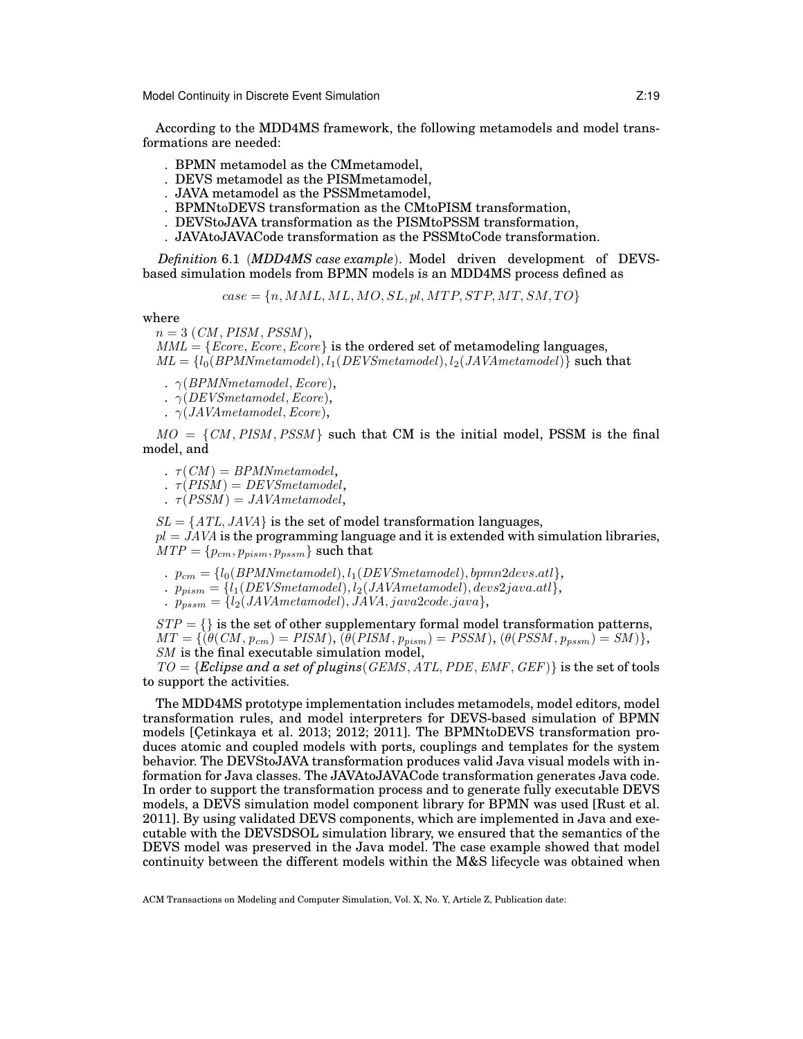According to the MDD4MS framework, the following metamodels and model transformations are needed:

- BPMN metamodel as the CMmetamodel,
- DEVS metamodel as the PISMmetamodel,
- JAVA metamodel as the PSSMmetamodel,
- BPMNtoDEVS transformation as the CMtoPISM transformation,
- DEVStoJAVA transformation as the PISMtoPSSM transformation,
- JAVAtoJAVACode transformation as the PSSMtoCode transformation.

*Definition* 6.1 (***MDD4MS case example***). Model driven development of DEVS-based simulation models from BPMN models is an MDD4MS process defined as

$$case = \{n, MML, ML, MO, SL, pl, MTP, STP, MT, SM, TO\}$$

where

$n = 3$ $(CM, PISM, PSSM)$,
$MML = \{Ecore, Ecore, Ecore\}$ is the ordered set of metamodeling languages,
$ML = \{l_0(BPMNmetamodel), l_1(DEVSmetamodel), l_2(JAVAmetamodel)\}$ such that

- $\gamma(BPMNmetamodel, Ecore)$,
- $\gamma(DEVSmetamodel, Ecore)$,
- $\gamma(JAVAmetamodel, Ecore)$,

$MO = \{CM, PISM, PSSM\}$ such that CM is the initial model, PSSM is the final model, and

- $\tau(CM) = BPMNmetamodel$,
- $\tau(PISM) = DEVSmetamodel$,
- $\tau(PSSM) = JAVAmetamodel$,

$SL = \{ATL, JAVA\}$ is the set of model transformation languages,
$pl = JAVA$ is the programming language and it is extended with simulation libraries,
$MTP = \{p_{cm}, p_{pism}, p_{pssm}\}$ such that

- $p_{cm} = \{l_0(BPMNmetamodel), l_1(DEVSmetamodel), bpmn2devs.atl\}$,
- $p_{pism} = \{l_1(DEVSmetamodel), l_2(JAVAmetamodel), devs2java.atl\}$,
- $p_{pssm} = \{l_2(JAVAmetamodel), JAVA, java2code.java\}$,

$STP = \{\}$ is the set of other supplementary formal model transformation patterns,
$MT = \{(\theta(CM, p_{cm}) = PISM), (\theta(PISM, p_{pism}) = PSSM), (\theta(PSSM, p_{pssm}) = SM)\}$,
$SM$ is the final executable simulation model,
$TO = \{$***Eclipse and a set of plugins***$(GEMS, ATL, PDE, EMF, GEF)\}$ is the set of tools to support the activities.

The MDD4MS prototype implementation includes metamodels, model editors, model transformation rules, and model interpreters for DEVS-based simulation of BPMN models [Çetinkaya et al. 2013; 2012; 2011]. The BPMNtoDEVS transformation produces atomic and coupled models with ports, couplings and templates for the system behavior. The DEVStoJAVA transformation produces valid Java visual models with information for Java classes. The JAVAtoJAVACode transformation generates Java code. In order to support the transformation process and to generate fully executable DEVS models, a DEVS simulation model component library for BPMN was used [Rust et al. 2011]. By using validated DEVS components, which are implemented in Java and executable with the DEVSDSOL simulation library, we ensured that the semantics of the DEVS model was preserved in the Java model. The case example showed that model continuity between the different models within the M&S lifecycle was obtained when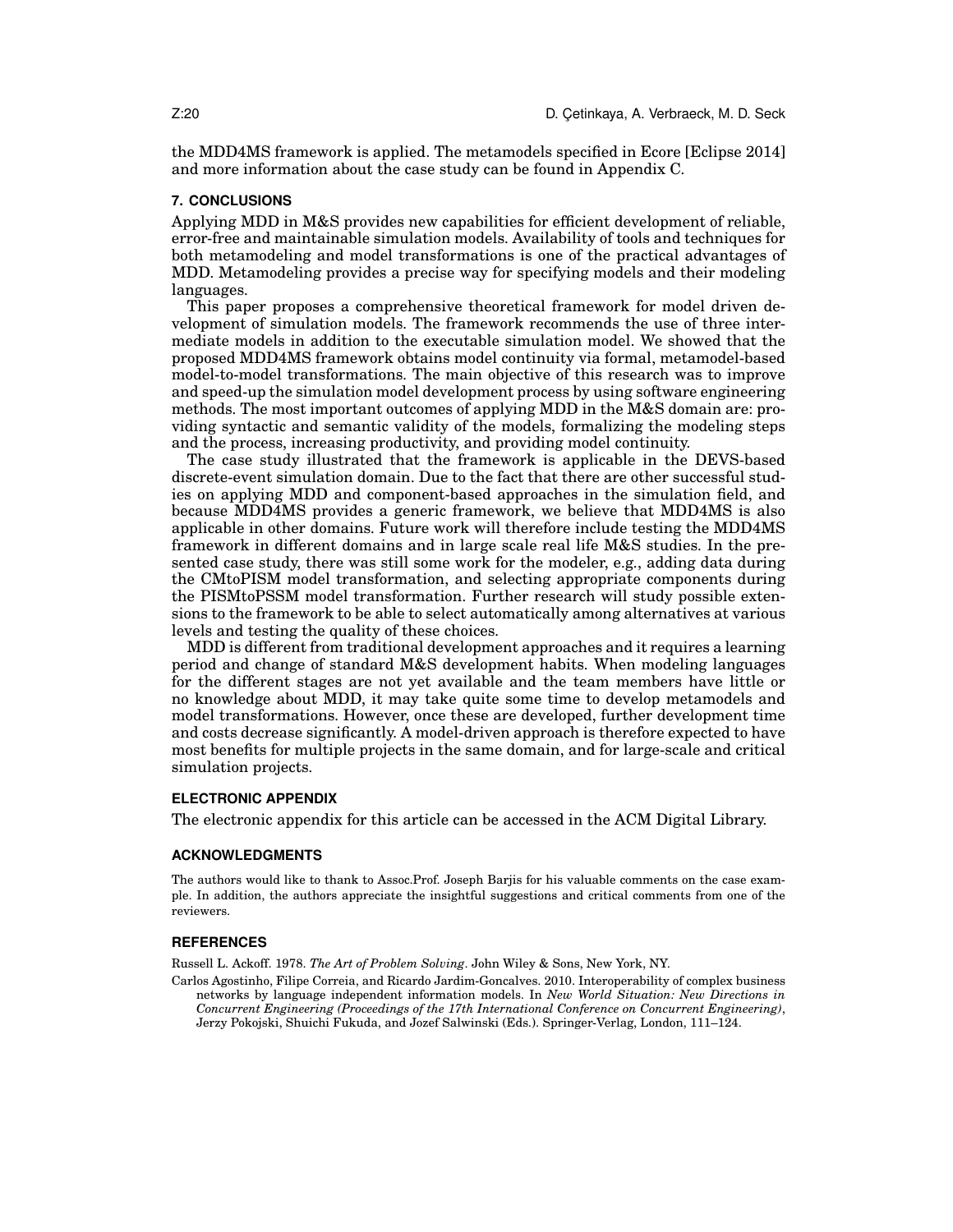the MDD4MS framework is applied. The metamodels specified in Ecore [Eclipse 2014] and more information about the case study can be found in Appendix C.

## 7. CONCLUSIONS

Applying MDD in M&S provides new capabilities for efficient development of reliable, error-free and maintainable simulation models. Availability of tools and techniques for both metamodeling and model transformations is one of the practical advantages of MDD. Metamodeling provides a precise way for specifying models and their modeling languages.

This paper proposes a comprehensive theoretical framework for model driven development of simulation models. The framework recommends the use of three intermediate models in addition to the executable simulation model. We showed that the proposed MDD4MS framework obtains model continuity via formal, metamodel-based model-to-model transformations. The main objective of this research was to improve and speed-up the simulation model development process by using software engineering methods. The most important outcomes of applying MDD in the M&S domain are: providing syntactic and semantic validity of the models, formalizing the modeling steps and the process, increasing productivity, and providing model continuity.

The case study illustrated that the framework is applicable in the DEVS-based discrete-event simulation domain. Due to the fact that there are other successful studies on applying MDD and component-based approaches in the simulation field, and because MDD4MS provides a generic framework, we believe that MDD4MS is also applicable in other domains. Future work will therefore include testing the MDD4MS framework in different domains and in large scale real life M&S studies. In the presented case study, there was still some work for the modeler, e.g., adding data during the CMtoPISM model transformation, and selecting appropriate components during the PISMtoPSSM model transformation. Further research will study possible extensions to the framework to be able to select automatically among alternatives at various levels and testing the quality of these choices.

MDD is different from traditional development approaches and it requires a learning period and change of standard M&S development habits. When modeling languages for the different stages are not yet available and the team members have little or no knowledge about MDD, it may take quite some time to develop metamodels and model transformations. However, once these are developed, further development time and costs decrease significantly. A model-driven approach is therefore expected to have most benefits for multiple projects in the same domain, and for large-scale and critical simulation projects.

## ELECTRONIC APPENDIX

The electronic appendix for this article can be accessed in the ACM Digital Library.

## ACKNOWLEDGMENTS

The authors would like to thank to Assoc.Prof. Joseph Barjis for his valuable comments on the case example. In addition, the authors appreciate the insightful suggestions and critical comments from one of the reviewers.

## REFERENCES

Russell L. Ackoff. 1978. *The Art of Problem Solving*. John Wiley & Sons, New York, NY.

Carlos Agostinho, Filipe Correia, and Ricardo Jardim-Goncalves. 2010. Interoperability of complex business networks by language independent information models. In *New World Situation: New Directions in Concurrent Engineering (Proceedings of the 17th International Conference on Concurrent Engineering)*, Jerzy Pokojski, Shuichi Fukuda, and Jozef Salwinski (Eds.). Springer-Verlag, London, 111–124.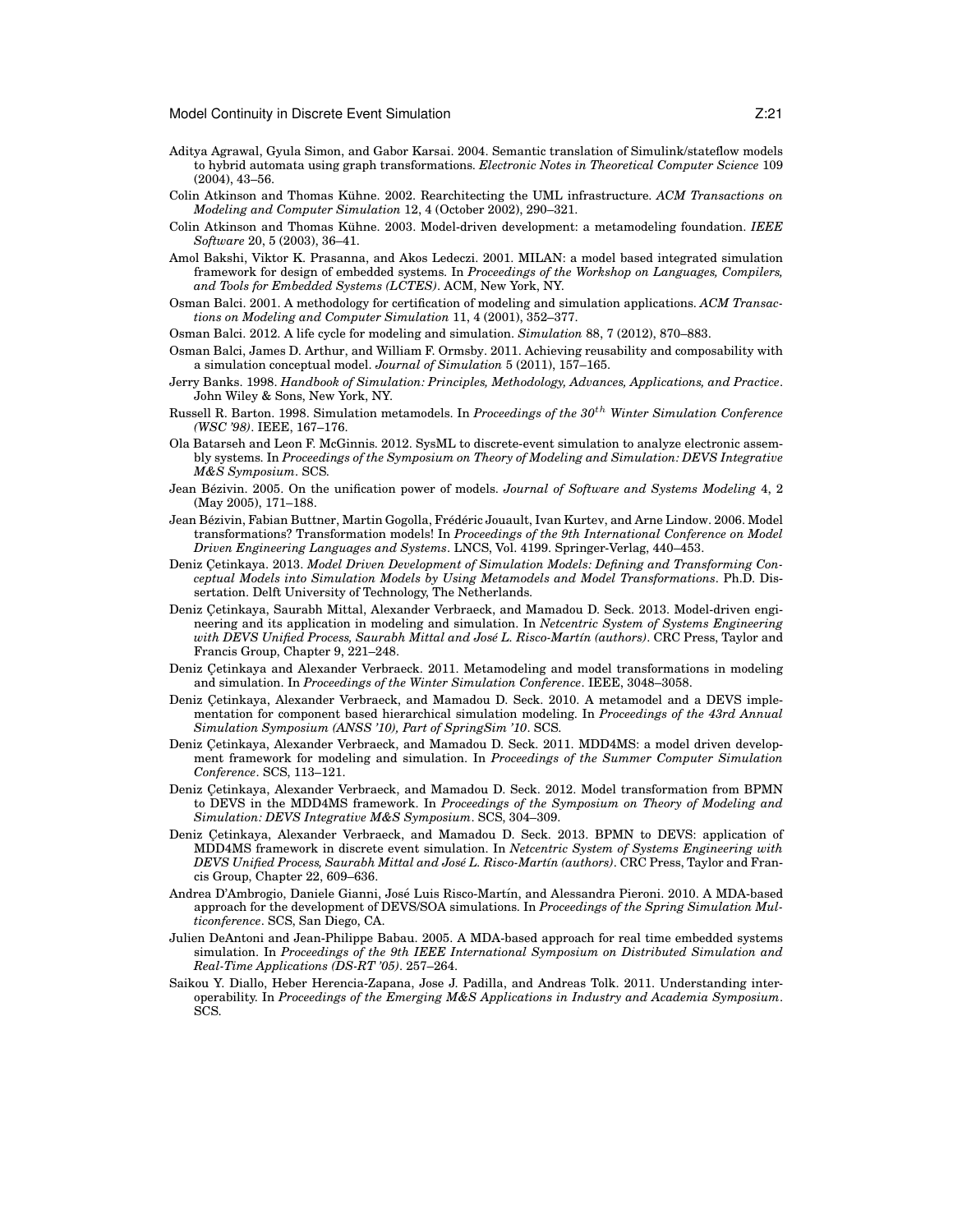Aditya Agrawal, Gyula Simon, and Gabor Karsai. 2004. Semantic translation of Simulink/stateflow models to hybrid automata using graph transformations. *Electronic Notes in Theoretical Computer Science* 109 (2004), 43–56.

Colin Atkinson and Thomas Kühne. 2002. Rearchitecting the UML infrastructure. *ACM Transactions on Modeling and Computer Simulation* 12, 4 (October 2002), 290–321.

Colin Atkinson and Thomas Kühne. 2003. Model-driven development: a metamodeling foundation. *IEEE Software* 20, 5 (2003), 36–41.

Amol Bakshi, Viktor K. Prasanna, and Akos Ledeczi. 2001. MILAN: a model based integrated simulation framework for design of embedded systems. In *Proceedings of the Workshop on Languages, Compilers, and Tools for Embedded Systems (LCTES)*. ACM, New York, NY.

Osman Balci. 2001. A methodology for certification of modeling and simulation applications. *ACM Transactions on Modeling and Computer Simulation* 11, 4 (2001), 352–377.

Osman Balci. 2012. A life cycle for modeling and simulation. *Simulation* 88, 7 (2012), 870–883.

Osman Balci, James D. Arthur, and William F. Ormsby. 2011. Achieving reusability and composability with a simulation conceptual model. *Journal of Simulation* 5 (2011), 157–165.

Jerry Banks. 1998. *Handbook of Simulation: Principles, Methodology, Advances, Applications, and Practice*. John Wiley & Sons, New York, NY.

Russell R. Barton. 1998. Simulation metamodels. In *Proceedings of the 30$^{th}$ Winter Simulation Conference (WSC '98)*. IEEE, 167–176.

Ola Batarseh and Leon F. McGinnis. 2012. SysML to discrete-event simulation to analyze electronic assembly systems. In *Proceedings of the Symposium on Theory of Modeling and Simulation: DEVS Integrative M&S Symposium*. SCS.

Jean Bézivin. 2005. On the unification power of models. *Journal of Software and Systems Modeling* 4, 2 (May 2005), 171–188.

Jean Bézivin, Fabian Buttner, Martin Gogolla, Frédéric Jouault, Ivan Kurtev, and Arne Lindow. 2006. Model transformations? Transformation models! In *Proceedings of the 9th International Conference on Model Driven Engineering Languages and Systems*. LNCS, Vol. 4199. Springer-Verlag, 440–453.

Deniz Çetinkaya. 2013. *Model Driven Development of Simulation Models: Defining and Transforming Conceptual Models into Simulation Models by Using Metamodels and Model Transformations*. Ph.D. Dissertation. Delft University of Technology, The Netherlands.

Deniz Çetinkaya, Saurabh Mittal, Alexander Verbraeck, and Mamadou D. Seck. 2013. Model-driven engineering and its application in modeling and simulation. In *Netcentric System of Systems Engineering with DEVS Unified Process, Saurabh Mittal and José L. Risco-Martín (authors)*. CRC Press, Taylor and Francis Group, Chapter 9, 221–248.

Deniz Çetinkaya and Alexander Verbraeck. 2011. Metamodeling and model transformations in modeling and simulation. In *Proceedings of the Winter Simulation Conference*. IEEE, 3048–3058.

Deniz Çetinkaya, Alexander Verbraeck, and Mamadou D. Seck. 2010. A metamodel and a DEVS implementation for component based hierarchical simulation modeling. In *Proceedings of the 43rd Annual Simulation Symposium (ANSS '10), Part of SpringSim '10*. SCS.

Deniz Çetinkaya, Alexander Verbraeck, and Mamadou D. Seck. 2011. MDD4MS: a model driven development framework for modeling and simulation. In *Proceedings of the Summer Computer Simulation Conference*. SCS, 113–121.

Deniz Çetinkaya, Alexander Verbraeck, and Mamadou D. Seck. 2012. Model transformation from BPMN to DEVS in the MDD4MS framework. In *Proceedings of the Symposium on Theory of Modeling and Simulation: DEVS Integrative M&S Symposium*. SCS, 304–309.

Deniz Çetinkaya, Alexander Verbraeck, and Mamadou D. Seck. 2013. BPMN to DEVS: application of MDD4MS framework in discrete event simulation. In *Netcentric System of Systems Engineering with DEVS Unified Process, Saurabh Mittal and José L. Risco-Martín (authors)*. CRC Press, Taylor and Francis Group, Chapter 22, 609–636.

Andrea D'Ambrogio, Daniele Gianni, José Luis Risco-Martín, and Alessandra Pieroni. 2010. A MDA-based approach for the development of DEVS/SOA simulations. In *Proceedings of the Spring Simulation Multiconference*. SCS, San Diego, CA.

Julien DeAntoni and Jean-Philippe Babau. 2005. A MDA-based approach for real time embedded systems simulation. In *Proceedings of the 9th IEEE International Symposium on Distributed Simulation and Real-Time Applications (DS-RT '05)*. 257–264.

Saikou Y. Diallo, Heber Herencia-Zapana, Jose J. Padilla, and Andreas Tolk. 2011. Understanding interoperability. In *Proceedings of the Emerging M&S Applications in Industry and Academia Symposium*. SCS.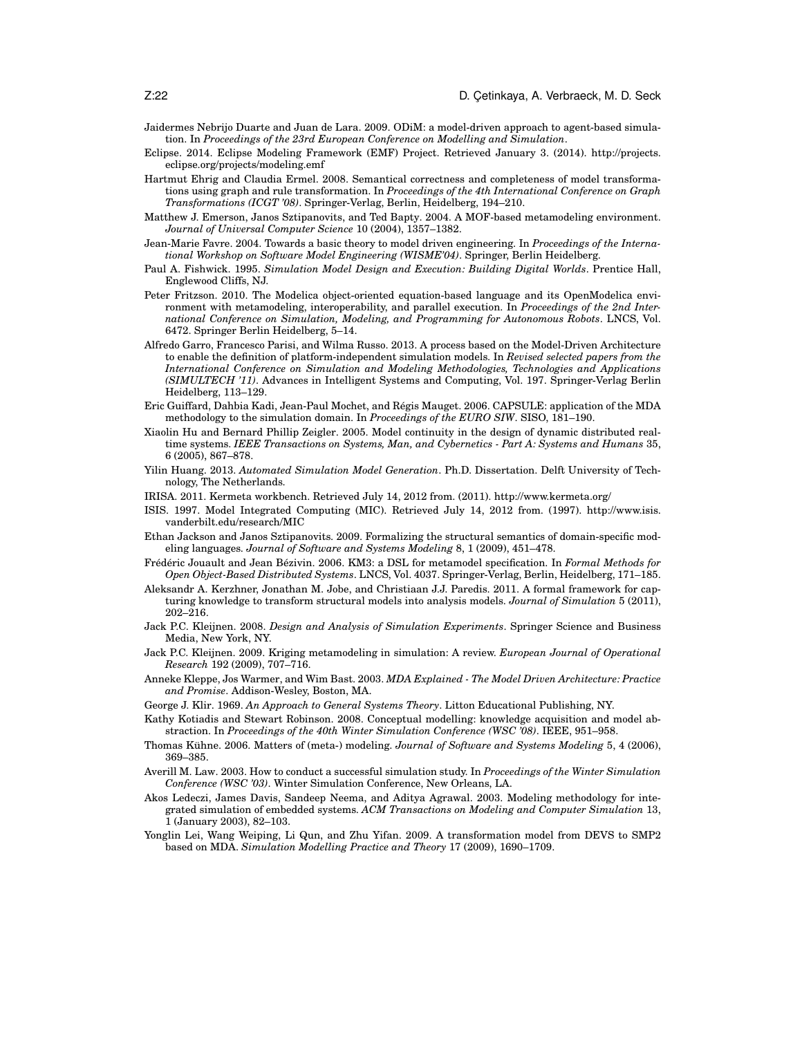Jaidermes Nebrijo Duarte and Juan de Lara. 2009. ODiM: a model-driven approach to agent-based simulation. In *Proceedings of the 23rd European Conference on Modelling and Simulation*.

Eclipse. 2014. Eclipse Modeling Framework (EMF) Project. Retrieved January 3. (2014). http://projects.eclipse.org/projects/modeling.emf

Hartmut Ehrig and Claudia Ermel. 2008. Semantical correctness and completeness of model transformations using graph and rule transformation. In *Proceedings of the 4th International Conference on Graph Transformations (ICGT '08)*. Springer-Verlag, Berlin, Heidelberg, 194–210.

Matthew J. Emerson, Janos Sztipanovits, and Ted Bapty. 2004. A MOF-based metamodeling environment. *Journal of Universal Computer Science* 10 (2004), 1357–1382.

Jean-Marie Favre. 2004. Towards a basic theory to model driven engineering. In *Proceedings of the International Workshop on Software Model Engineering (WISME'04)*. Springer, Berlin Heidelberg.

Paul A. Fishwick. 1995. *Simulation Model Design and Execution: Building Digital Worlds*. Prentice Hall, Englewood Cliffs, NJ.

Peter Fritzson. 2010. The Modelica object-oriented equation-based language and its OpenModelica environment with metamodeling, interoperability, and parallel execution. In *Proceedings of the 2nd International Conference on Simulation, Modeling, and Programming for Autonomous Robots*. LNCS, Vol. 6472. Springer Berlin Heidelberg, 5–14.

Alfredo Garro, Francesco Parisi, and Wilma Russo. 2013. A process based on the Model-Driven Architecture to enable the definition of platform-independent simulation models. In *Revised selected papers from the International Conference on Simulation and Modeling Methodologies, Technologies and Applications (SIMULTECH '11)*. Advances in Intelligent Systems and Computing, Vol. 197. Springer-Verlag Berlin Heidelberg, 113–129.

Eric Guiffard, Dahbia Kadi, Jean-Paul Mochet, and Régis Mauget. 2006. CAPSULE: application of the MDA methodology to the simulation domain. In *Proceedings of the EURO SIW*. SISO, 181–190.

Xiaolin Hu and Bernard Phillip Zeigler. 2005. Model continuity in the design of dynamic distributed real-time systems. *IEEE Transactions on Systems, Man, and Cybernetics - Part A: Systems and Humans* 35, 6 (2005), 867–878.

Yilin Huang. 2013. *Automated Simulation Model Generation*. Ph.D. Dissertation. Delft University of Technology, The Netherlands.

IRISA. 2011. Kermeta workbench. Retrieved July 14, 2012 from. (2011). http://www.kermeta.org/

ISIS. 1997. Model Integrated Computing (MIC). Retrieved July 14, 2012 from. (1997). http://www.isis.vanderbilt.edu/research/MIC

Ethan Jackson and Janos Sztipanovits. 2009. Formalizing the structural semantics of domain-specific modeling languages. *Journal of Software and Systems Modeling* 8, 1 (2009), 451–478.

Frédéric Jouault and Jean Bézivin. 2006. KM3: a DSL for metamodel specification. In *Formal Methods for Open Object-Based Distributed Systems*. LNCS, Vol. 4037. Springer-Verlag, Berlin, Heidelberg, 171–185.

Aleksandr A. Kerzhner, Jonathan M. Jobe, and Christiaan J.J. Paredis. 2011. A formal framework for capturing knowledge to transform structural models into analysis models. *Journal of Simulation* 5 (2011), 202–216.

Jack P.C. Kleijnen. 2008. *Design and Analysis of Simulation Experiments*. Springer Science and Business Media, New York, NY.

Jack P.C. Kleijnen. 2009. Kriging metamodeling in simulation: A review. *European Journal of Operational Research* 192 (2009), 707–716.

Anneke Kleppe, Jos Warmer, and Wim Bast. 2003. *MDA Explained - The Model Driven Architecture: Practice and Promise*. Addison-Wesley, Boston, MA.

George J. Klir. 1969. *An Approach to General Systems Theory*. Litton Educational Publishing, NY.

Kathy Kotiadis and Stewart Robinson. 2008. Conceptual modelling: knowledge acquisition and model abstraction. In *Proceedings of the 40th Winter Simulation Conference (WSC '08)*. IEEE, 951–958.

Thomas Kühne. 2006. Matters of (meta-) modeling. *Journal of Software and Systems Modeling* 5, 4 (2006), 369–385.

Averill M. Law. 2003. How to conduct a successful simulation study. In *Proceedings of the Winter Simulation Conference (WSC '03)*. Winter Simulation Conference, New Orleans, LA.

Akos Ledeczi, James Davis, Sandeep Neema, and Aditya Agrawal. 2003. Modeling methodology for integrated simulation of embedded systems. *ACM Transactions on Modeling and Computer Simulation* 13, 1 (January 2003), 82–103.

Yonglin Lei, Wang Weiping, Li Qun, and Zhu Yifan. 2009. A transformation model from DEVS to SMP2 based on MDA. *Simulation Modelling Practice and Theory* 17 (2009), 1690–1709.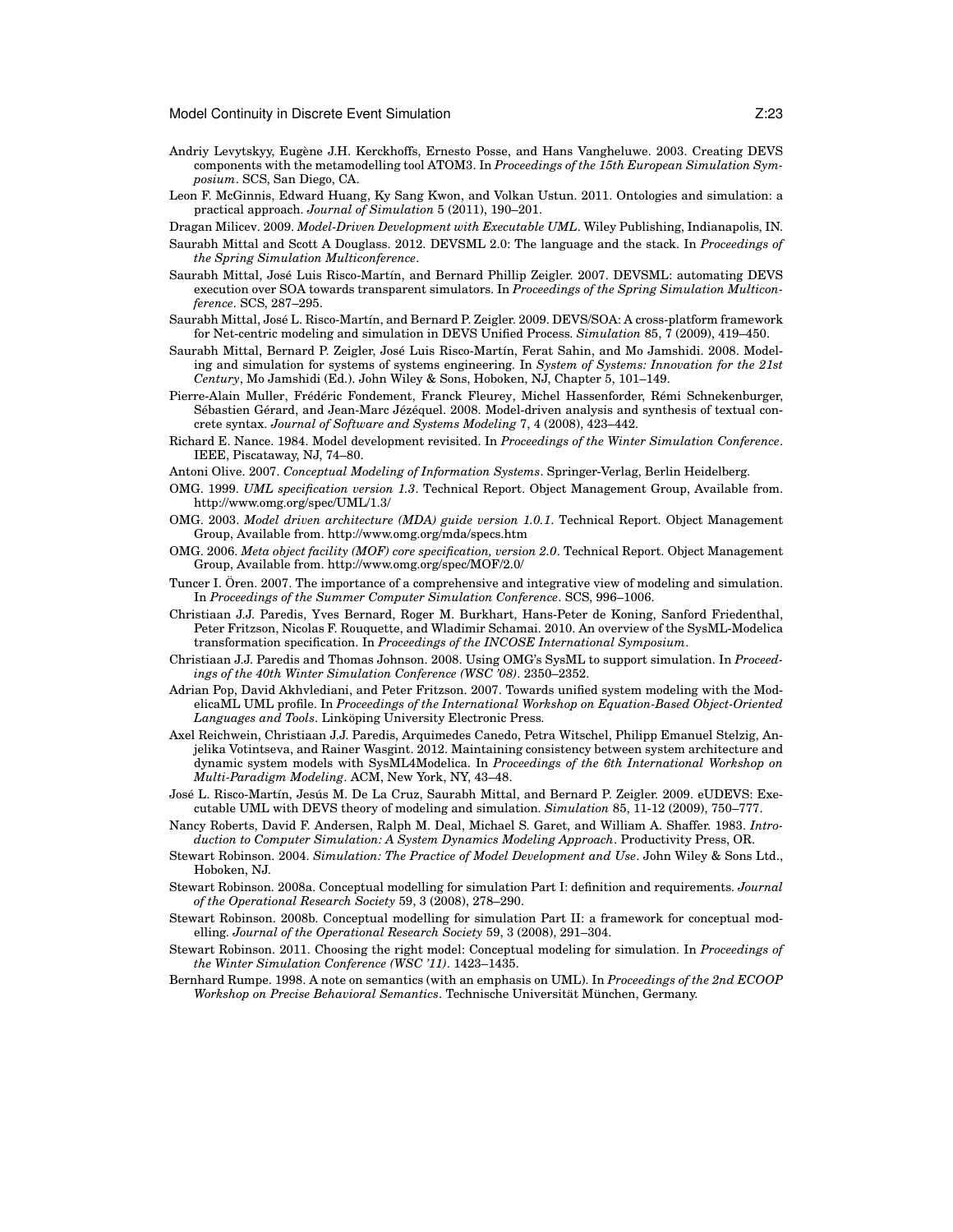Andriy Levytskyy, Eugène J.H. Kerckhoffs, Ernesto Posse, and Hans Vangheluwe. 2003. Creating DEVS components with the metamodelling tool ATOM3. In *Proceedings of the 15th European Simulation Symposium*. SCS, San Diego, CA.

Leon F. McGinnis, Edward Huang, Ky Sang Kwon, and Volkan Ustun. 2011. Ontologies and simulation: a practical approach. *Journal of Simulation* 5 (2011), 190–201.

Dragan Milicev. 2009. *Model-Driven Development with Executable UML*. Wiley Publishing, Indianapolis, IN.

Saurabh Mittal and Scott A Douglass. 2012. DEVSML 2.0: The language and the stack. In *Proceedings of the Spring Simulation Multiconference*.

Saurabh Mittal, José Luis Risco-Martín, and Bernard Phillip Zeigler. 2007. DEVSML: automating DEVS execution over SOA towards transparent simulators. In *Proceedings of the Spring Simulation Multiconference*. SCS, 287–295.

Saurabh Mittal, José L. Risco-Martín, and Bernard P. Zeigler. 2009. DEVS/SOA: A cross-platform framework for Net-centric modeling and simulation in DEVS Unified Process. *Simulation* 85, 7 (2009), 419–450.

Saurabh Mittal, Bernard P. Zeigler, José Luis Risco-Martín, Ferat Sahin, and Mo Jamshidi. 2008. Modeling and simulation for systems of systems engineering. In *System of Systems: Innovation for the 21st Century*, Mo Jamshidi (Ed.). John Wiley & Sons, Hoboken, NJ, Chapter 5, 101–149.

Pierre-Alain Muller, Frédéric Fondement, Franck Fleurey, Michel Hassenforder, Rémi Schnekenburger, Sébastien Gérard, and Jean-Marc Jézéquel. 2008. Model-driven analysis and synthesis of textual concrete syntax. *Journal of Software and Systems Modeling* 7, 4 (2008), 423–442.

Richard E. Nance. 1984. Model development revisited. In *Proceedings of the Winter Simulation Conference*. IEEE, Piscataway, NJ, 74–80.

Antoni Olive. 2007. *Conceptual Modeling of Information Systems*. Springer-Verlag, Berlin Heidelberg.

OMG. 1999. *UML specification version 1.3*. Technical Report. Object Management Group, Available from. http://www.omg.org/spec/UML/1.3/

OMG. 2003. *Model driven architecture (MDA) guide version 1.0.1*. Technical Report. Object Management Group, Available from. http://www.omg.org/mda/specs.htm

OMG. 2006. *Meta object facility (MOF) core specification, version 2.0*. Technical Report. Object Management Group, Available from. http://www.omg.org/spec/MOF/2.0/

Tuncer I. Ören. 2007. The importance of a comprehensive and integrative view of modeling and simulation. In *Proceedings of the Summer Computer Simulation Conference*. SCS, 996–1006.

Christiaan J.J. Paredis, Yves Bernard, Roger M. Burkhart, Hans-Peter de Koning, Sanford Friedenthal, Peter Fritzson, Nicolas F. Rouquette, and Wladimir Schamai. 2010. An overview of the SysML-Modelica transformation specification. In *Proceedings of the INCOSE International Symposium*.

Christiaan J.J. Paredis and Thomas Johnson. 2008. Using OMG's SysML to support simulation. In *Proceedings of the 40th Winter Simulation Conference (WSC '08)*. 2350–2352.

Adrian Pop, David Akhvlediani, and Peter Fritzson. 2007. Towards unified system modeling with the ModelicaML UML profile. In *Proceedings of the International Workshop on Equation-Based Object-Oriented Languages and Tools*. Linköping University Electronic Press.

Axel Reichwein, Christiaan J.J. Paredis, Arquimedes Canedo, Petra Witschel, Philipp Emanuel Stelzig, Anjelika Votintseva, and Rainer Wasgint. 2012. Maintaining consistency between system architecture and dynamic system models with SysML4Modelica. In *Proceedings of the 6th International Workshop on Multi-Paradigm Modeling*. ACM, New York, NY, 43–48.

José L. Risco-Martín, Jesús M. De La Cruz, Saurabh Mittal, and Bernard P. Zeigler. 2009. eUDEVS: Executable UML with DEVS theory of modeling and simulation. *Simulation* 85, 11-12 (2009), 750–777.

Nancy Roberts, David F. Andersen, Ralph M. Deal, Michael S. Garet, and William A. Shaffer. 1983. *Introduction to Computer Simulation: A System Dynamics Modeling Approach*. Productivity Press, OR.

Stewart Robinson. 2004. *Simulation: The Practice of Model Development and Use*. John Wiley & Sons Ltd., Hoboken, NJ.

Stewart Robinson. 2008a. Conceptual modelling for simulation Part I: definition and requirements. *Journal of the Operational Research Society* 59, 3 (2008), 278–290.

Stewart Robinson. 2008b. Conceptual modelling for simulation Part II: a framework for conceptual modelling. *Journal of the Operational Research Society* 59, 3 (2008), 291–304.

Stewart Robinson. 2011. Choosing the right model: Conceptual modeling for simulation. In *Proceedings of the Winter Simulation Conference (WSC '11)*. 1423–1435.

Bernhard Rumpe. 1998. A note on semantics (with an emphasis on UML). In *Proceedings of the 2nd ECOOP Workshop on Precise Behavioral Semantics*. Technische Universität München, Germany.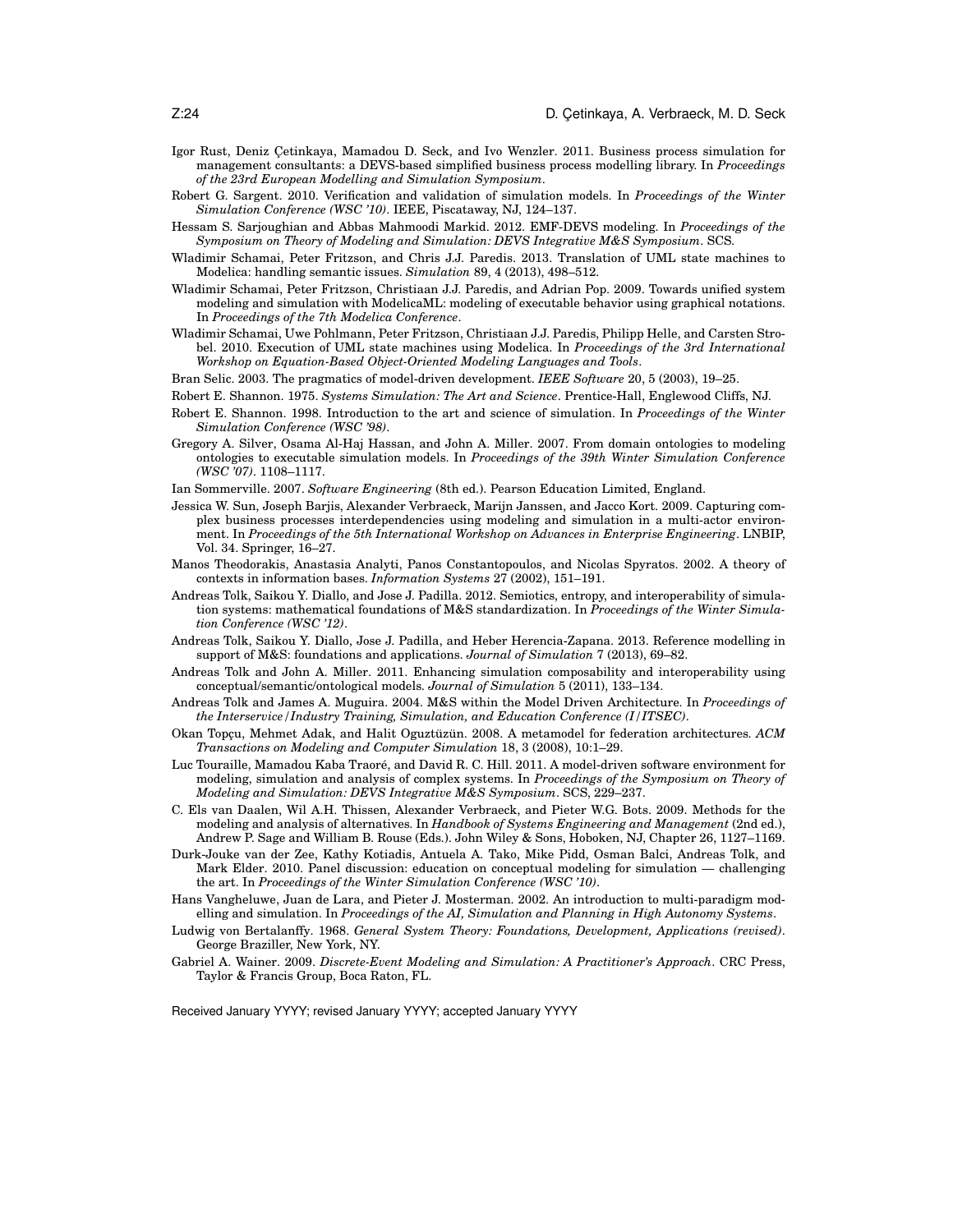Igor Rust, Deniz Çetinkaya, Mamadou D. Seck, and Ivo Wenzler. 2011. Business process simulation for management consultants: a DEVS-based simplified business process modelling library. In *Proceedings of the 23rd European Modelling and Simulation Symposium*.

Robert G. Sargent. 2010. Verification and validation of simulation models. In *Proceedings of the Winter Simulation Conference (WSC '10)*. IEEE, Piscataway, NJ, 124–137.

Hessam S. Sarjoughian and Abbas Mahmoodi Markid. 2012. EMF-DEVS modeling. In *Proceedings of the Symposium on Theory of Modeling and Simulation: DEVS Integrative M&S Symposium*. SCS.

Wladimir Schamai, Peter Fritzson, and Chris J.J. Paredis. 2013. Translation of UML state machines to Modelica: handling semantic issues. *Simulation* 89, 4 (2013), 498–512.

Wladimir Schamai, Peter Fritzson, Christiaan J.J. Paredis, and Adrian Pop. 2009. Towards unified system modeling and simulation with ModelicaML: modeling of executable behavior using graphical notations. In *Proceedings of the 7th Modelica Conference*.

Wladimir Schamai, Uwe Pohlmann, Peter Fritzson, Christiaan J.J. Paredis, Philipp Helle, and Carsten Strobel. 2010. Execution of UML state machines using Modelica. In *Proceedings of the 3rd International Workshop on Equation-Based Object-Oriented Modeling Languages and Tools*.

Bran Selic. 2003. The pragmatics of model-driven development. *IEEE Software* 20, 5 (2003), 19–25.

Robert E. Shannon. 1975. *Systems Simulation: The Art and Science*. Prentice-Hall, Englewood Cliffs, NJ.

Robert E. Shannon. 1998. Introduction to the art and science of simulation. In *Proceedings of the Winter Simulation Conference (WSC '98)*.

Gregory A. Silver, Osama Al-Haj Hassan, and John A. Miller. 2007. From domain ontologies to modeling ontologies to executable simulation models. In *Proceedings of the 39th Winter Simulation Conference (WSC '07)*. 1108–1117.

Ian Sommerville. 2007. *Software Engineering* (8th ed.). Pearson Education Limited, England.

Jessica W. Sun, Joseph Barjis, Alexander Verbraeck, Marijn Janssen, and Jacco Kort. 2009. Capturing complex business processes interdependencies using modeling and simulation in a multi-actor environment. In *Proceedings of the 5th International Workshop on Advances in Enterprise Engineering*. LNBIP, Vol. 34. Springer, 16–27.

Manos Theodorakis, Anastasia Analyti, Panos Constantopoulos, and Nicolas Spyratos. 2002. A theory of contexts in information bases. *Information Systems* 27 (2002), 151–191.

Andreas Tolk, Saikou Y. Diallo, and Jose J. Padilla. 2012. Semiotics, entropy, and interoperability of simulation systems: mathematical foundations of M&S standardization. In *Proceedings of the Winter Simulation Conference (WSC '12)*.

Andreas Tolk, Saikou Y. Diallo, Jose J. Padilla, and Heber Herencia-Zapana. 2013. Reference modelling in support of M&S: foundations and applications. *Journal of Simulation* 7 (2013), 69–82.

Andreas Tolk and John A. Miller. 2011. Enhancing simulation composability and interoperability using conceptual/semantic/ontological models. *Journal of Simulation* 5 (2011), 133–134.

Andreas Tolk and James A. Muguira. 2004. M&S within the Model Driven Architecture. In *Proceedings of the Interservice/Industry Training, Simulation, and Education Conference (I/ITSEC)*.

Okan Topçu, Mehmet Adak, and Halit Oguztüzün. 2008. A metamodel for federation architectures. *ACM Transactions on Modeling and Computer Simulation* 18, 3 (2008), 10:1–29.

Luc Touraille, Mamadou Kaba Traoré, and David R. C. Hill. 2011. A model-driven software environment for modeling, simulation and analysis of complex systems. In *Proceedings of the Symposium on Theory of Modeling and Simulation: DEVS Integrative M&S Symposium*. SCS, 229–237.

C. Els van Daalen, Wil A.H. Thissen, Alexander Verbraeck, and Pieter W.G. Bots. 2009. Methods for the modeling and analysis of alternatives. In *Handbook of Systems Engineering and Management* (2nd ed.), Andrew P. Sage and William B. Rouse (Eds.). John Wiley & Sons, Hoboken, NJ, Chapter 26, 1127–1169.

Durk-Jouke van der Zee, Kathy Kotiadis, Antuela A. Tako, Mike Pidd, Osman Balci, Andreas Tolk, and Mark Elder. 2010. Panel discussion: education on conceptual modeling for simulation — challenging the art. In *Proceedings of the Winter Simulation Conference (WSC '10)*.

Hans Vangheluwe, Juan de Lara, and Pieter J. Mosterman. 2002. An introduction to multi-paradigm modelling and simulation. In *Proceedings of the AI, Simulation and Planning in High Autonomy Systems*.

Ludwig von Bertalanffy. 1968. *General System Theory: Foundations, Development, Applications (revised)*. George Braziller, New York, NY.

Gabriel A. Wainer. 2009. *Discrete-Event Modeling and Simulation: A Practitioner's Approach*. CRC Press, Taylor & Francis Group, Boca Raton, FL.

Received January YYYY; revised January YYYY; accepted January YYYY